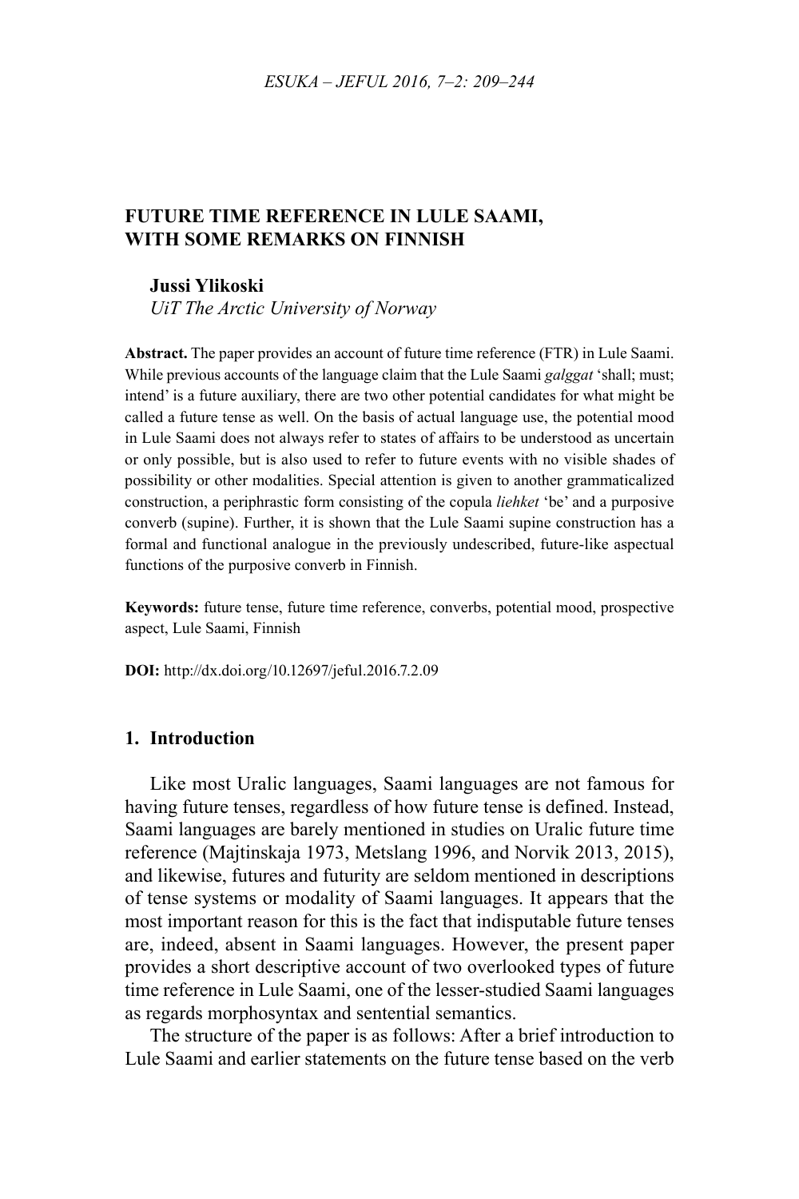# FUTURE TIME REFERENCE IN LULE SAAMI, WITH SOME REMARKS ON FINNISH

**Jussi Ylikoski**
*UiT The Arctic University of Norway*

**Abstract.** The paper provides an account of future time reference (FTR) in Lule Saami. While previous accounts of the language claim that the Lule Saami *galggat* 'shall; must; intend' is a future auxiliary, there are two other potential candidates for what might be called a future tense as well. On the basis of actual language use, the potential mood in Lule Saami does not always refer to states of affairs to be understood as uncertain or only possible, but is also used to refer to future events with no visible shades of possibility or other modalities. Special attention is given to another grammaticalized construction, a periphrastic form consisting of the copula *liehket* 'be' and a purposive converb (supine). Further, it is shown that the Lule Saami supine construction has a formal and functional analogue in the previously undescribed, future-like aspectual functions of the purposive converb in Finnish.

**Keywords:** future tense, future time reference, converbs, potential mood, prospective aspect, Lule Saami, Finnish

**DOI:** http://dx.doi.org/10.12697/jeful.2016.7.2.09

## 1. Introduction

Like most Uralic languages, Saami languages are not famous for having future tenses, regardless of how future tense is defined. Instead, Saami languages are barely mentioned in studies on Uralic future time reference (Majtinskaja 1973, Metslang 1996, and Norvik 2013, 2015), and likewise, futures and futurity are seldom mentioned in descriptions of tense systems or modality of Saami languages. It appears that the most important reason for this is the fact that indisputable future tenses are, indeed, absent in Saami languages. However, the present paper provides a short descriptive account of two overlooked types of future time reference in Lule Saami, one of the lesser-studied Saami languages as regards morphosyntax and sentential semantics.

The structure of the paper is as follows: After a brief introduction to Lule Saami and earlier statements on the future tense based on the verb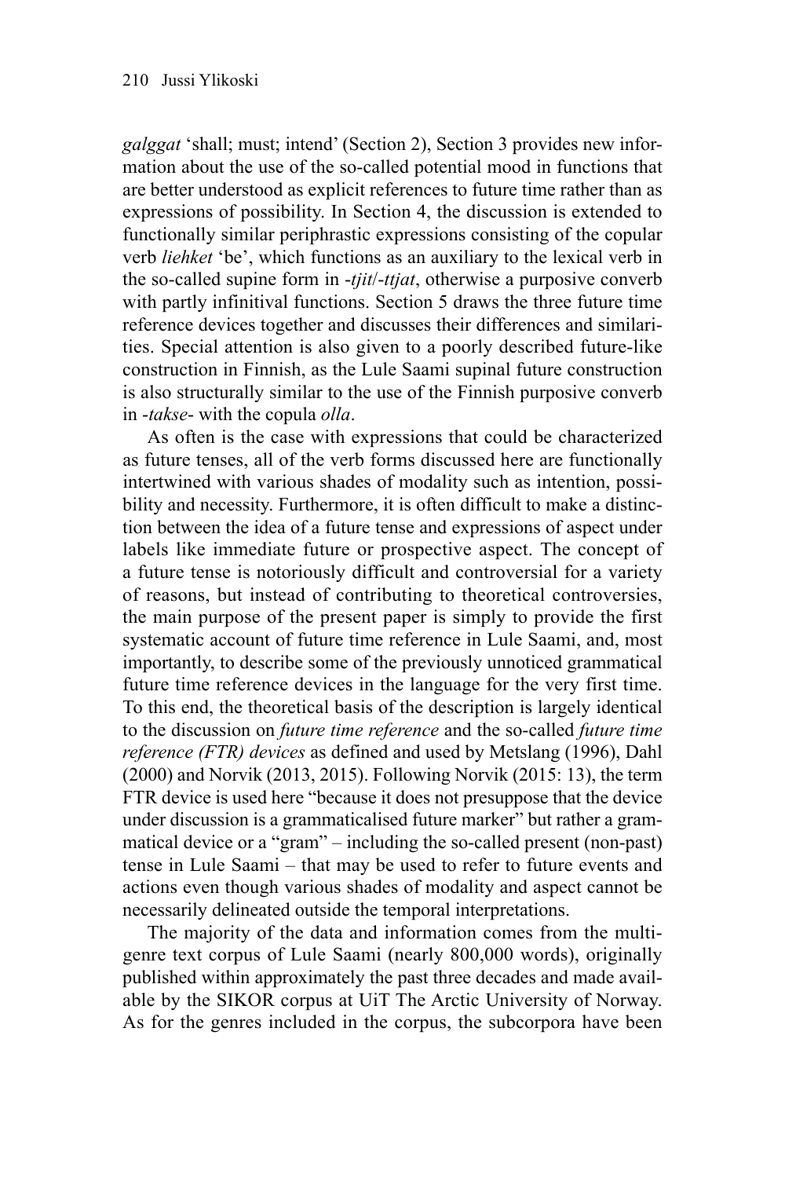*galggat* ‘shall; must; intend’ (Section 2), Section 3 provides new information about the use of the so-called potential mood in functions that are better understood as explicit references to future time rather than as expressions of possibility. In Section 4, the discussion is extended to functionally similar periphrastic expressions consisting of the copular verb *liehket* ‘be’, which functions as an auxiliary to the lexical verb in the so-called supine form in *-tjit*/*-ttjat*, otherwise a purposive converb with partly infinitival functions. Section 5 draws the three future time reference devices together and discusses their differences and similarities. Special attention is also given to a poorly described future-like construction in Finnish, as the Lule Saami supinal future construction is also structurally similar to the use of the Finnish purposive converb in *-takse-* with the copula *olla*.

As often is the case with expressions that could be characterized as future tenses, all of the verb forms discussed here are functionally intertwined with various shades of modality such as intention, possibility and necessity. Furthermore, it is often difficult to make a distinction between the idea of a future tense and expressions of aspect under labels like immediate future or prospective aspect. The concept of a future tense is notoriously difficult and controversial for a variety of reasons, but instead of contributing to theoretical controversies, the main purpose of the present paper is simply to provide the first systematic account of future time reference in Lule Saami, and, most importantly, to describe some of the previously unnoticed grammatical future time reference devices in the language for the very first time. To this end, the theoretical basis of the description is largely identical to the discussion on *future time reference* and the so-called *future time reference (FTR) devices* as defined and used by Metslang (1996), Dahl (2000) and Norvik (2013, 2015). Following Norvik (2015: 13), the term FTR device is used here “because it does not presuppose that the device under discussion is a grammaticalised future marker” but rather a grammatical device or a “gram” – including the so-called present (non-past) tense in Lule Saami – that may be used to refer to future events and actions even though various shades of modality and aspect cannot be necessarily delineated outside the temporal interpretations.

The majority of the data and information comes from the multi-genre text corpus of Lule Saami (nearly 800,000 words), originally published within approximately the past three decades and made available by the SIKOR corpus at UiT The Arctic University of Norway. As for the genres included in the corpus, the subcorpora have been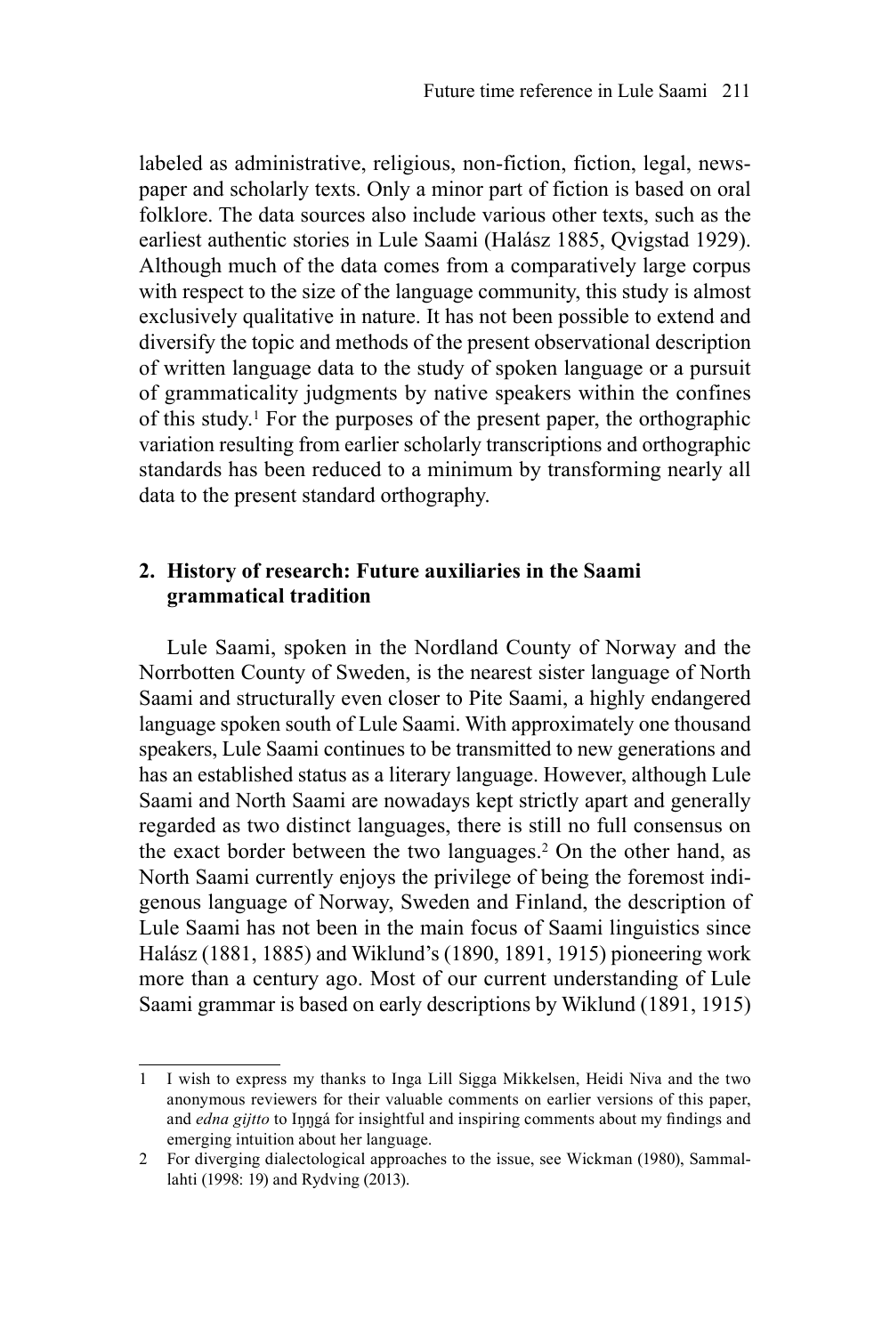labeled as administrative, religious, non-fiction, fiction, legal, newspaper and scholarly texts. Only a minor part of fiction is based on oral folklore. The data sources also include various other texts, such as the earliest authentic stories in Lule Saami (Halász 1885, Qvigstad 1929). Although much of the data comes from a comparatively large corpus with respect to the size of the language community, this study is almost exclusively qualitative in nature. It has not been possible to extend and diversify the topic and methods of the present observational description of written language data to the study of spoken language or a pursuit of grammaticality judgments by native speakers within the confines of this study.[1] For the purposes of the present paper, the orthographic variation resulting from earlier scholarly transcriptions and orthographic standards has been reduced to a minimum by transforming nearly all data to the present standard orthography.

## 2. History of research: Future auxiliaries in the Saami grammatical tradition

Lule Saami, spoken in the Nordland County of Norway and the Norrbotten County of Sweden, is the nearest sister language of North Saami and structurally even closer to Pite Saami, a highly endangered language spoken south of Lule Saami. With approximately one thousand speakers, Lule Saami continues to be transmitted to new generations and has an established status as a literary language. However, although Lule Saami and North Saami are nowadays kept strictly apart and generally regarded as two distinct languages, there is still no full consensus on the exact border between the two languages.[2] On the other hand, as North Saami currently enjoys the privilege of being the foremost indigenous language of Norway, Sweden and Finland, the description of Lule Saami has not been in the main focus of Saami linguistics since Halász (1881, 1885) and Wiklund's (1890, 1891, 1915) pioneering work more than a century ago. Most of our current understanding of Lule Saami grammar is based on early descriptions by Wiklund (1891, 1915)

---

1 I wish to express my thanks to Inga Lill Sigga Mikkelsen, Heidi Niva and the two anonymous reviewers for their valuable comments on earlier versions of this paper, and *edna gijtto* to Iŋŋgá for insightful and inspiring comments about my findings and emerging intuition about her language.

2 For diverging dialectological approaches to the issue, see Wickman (1980), Sammallahti (1998: 19) and Rydving (2013).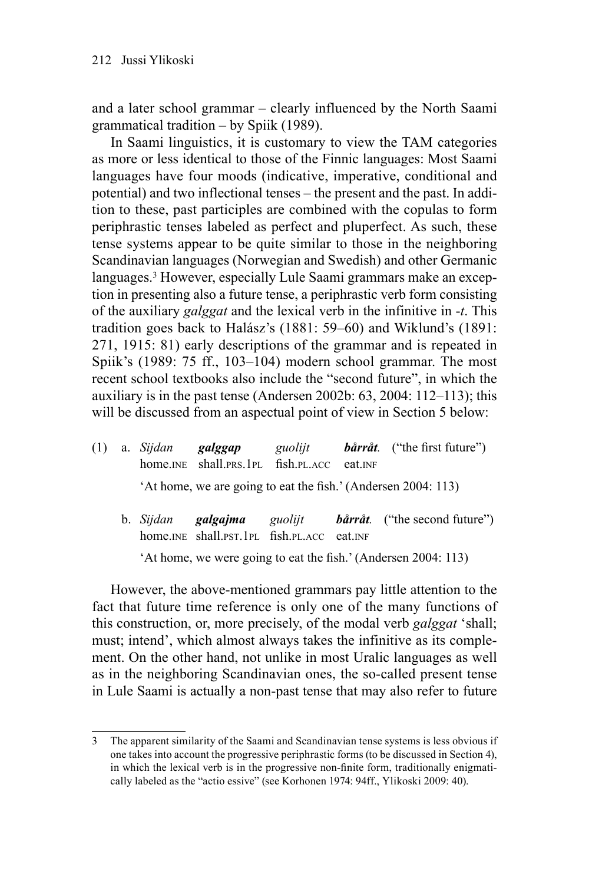and a later school grammar – clearly influenced by the North Saami grammatical tradition – by Spiik (1989).

In Saami linguistics, it is customary to view the TAM categories as more or less identical to those of the Finnic languages: Most Saami languages have four moods (indicative, imperative, conditional and potential) and two inflectional tenses – the present and the past. In addition to these, past participles are combined with the copulas to form periphrastic tenses labeled as perfect and pluperfect. As such, these tense systems appear to be quite similar to those in the neighboring Scandinavian languages (Norwegian and Swedish) and other Germanic languages.[3] However, especially Lule Saami grammars make an exception in presenting also a future tense, a periphrastic verb form consisting of the auxiliary *galggat* and the lexical verb in the infinitive in *-t*. This tradition goes back to Halász's (1881: 59–60) and Wiklund's (1891: 271, 1915: 81) early descriptions of the grammar and is repeated in Spiik's (1989: 75 ff., 103–104) modern school grammar. The most recent school textbooks also include the "second future", in which the auxiliary is in the past tense (Andersen 2002b: 63, 2004: 112–113); this will be discussed from an aspectual point of view in Section 5 below:

(1) a. *Sijdan* ***galggap*** *guolijt* ***bårråt.*** ("the first future")
home.INE shall.PRS.1PL fish.PL.ACC eat.INF
'At home, we are going to eat the fish.' (Andersen 2004: 113)

b. *Sijdan* ***galgajma*** *guolijt* ***bårråt.*** ("the second future")
home.INE shall.PST.1PL fish.PL.ACC eat.INF
'At home, we were going to eat the fish.' (Andersen 2004: 113)

However, the above-mentioned grammars pay little attention to the fact that future time reference is only one of the many functions of this construction, or, more precisely, of the modal verb *galggat* 'shall; must; intend', which almost always takes the infinitive as its complement. On the other hand, not unlike in most Uralic languages as well as in the neighboring Scandinavian ones, the so-called present tense in Lule Saami is actually a non-past tense that may also refer to future

---

3 The apparent similarity of the Saami and Scandinavian tense systems is less obvious if one takes into account the progressive periphrastic forms (to be discussed in Section 4), in which the lexical verb is in the progressive non-finite form, traditionally enigmatically labeled as the "actio essive" (see Korhonen 1974: 94ff., Ylikoski 2009: 40).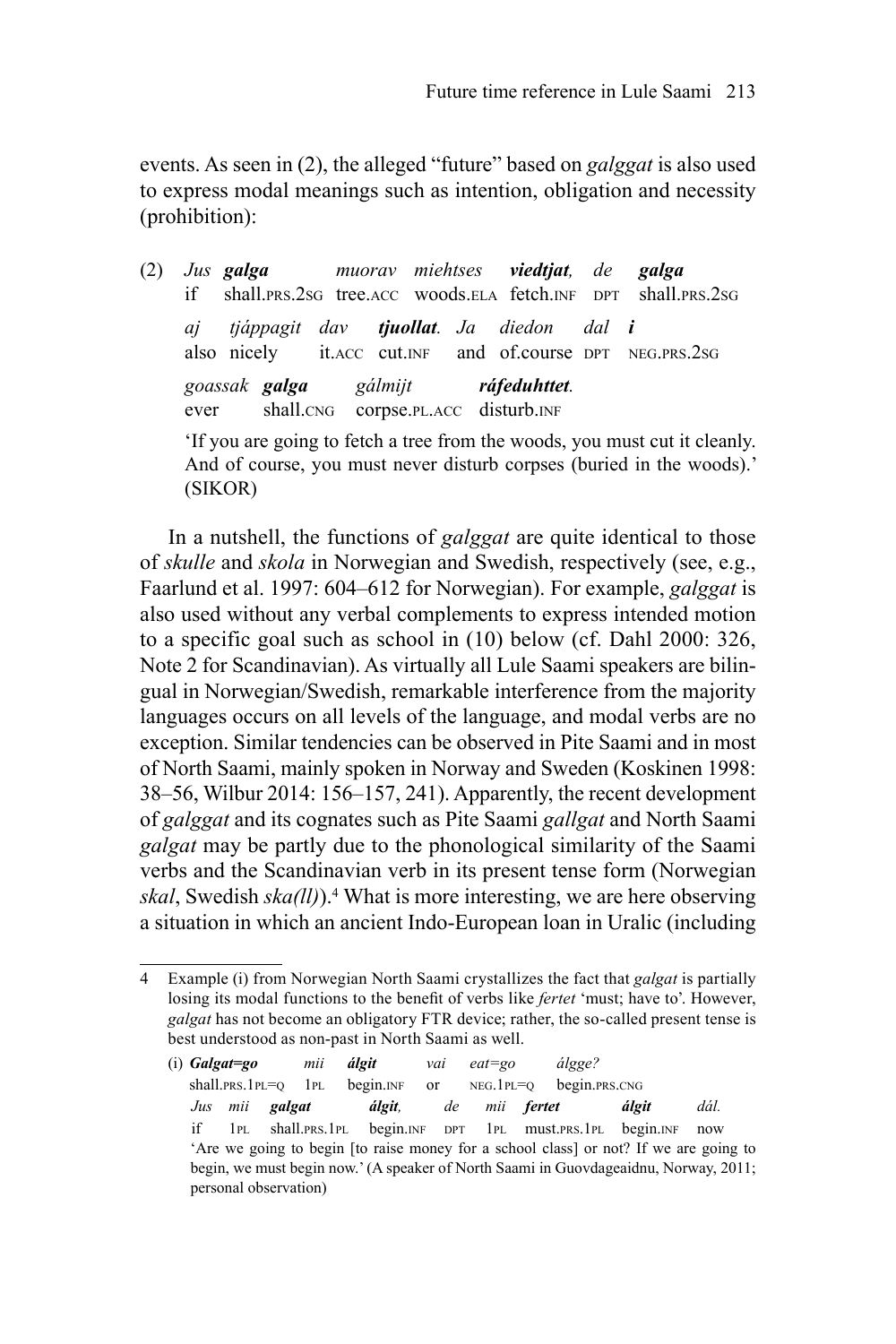events. As seen in (2), the alleged "future" based on *galggat* is also used to express modal meanings such as intention, obligation and necessity (prohibition):

(2) *Jus* ***galga*** *muorav* *miehtses* ***viedtjat,*** *de* ***galga***
if shall.PRS.2SG tree.ACC woods.ELA fetch.INF DPT shall.PRS.2SG

*aj* *tjáppagit* *dav* ***tjuollat.*** *Ja* *diedon* *dal* ***i***
also nicely it.ACC cut.INF and of.course DPT NEG.PRS.2SG

*goassak* ***galga*** *gálmijt* ***ráfeduhttet.***
ever shall.CNG corpse.PL.ACC disturb.INF

'If you are going to fetch a tree from the woods, you must cut it cleanly. And of course, you must never disturb corpses (buried in the woods).' (SIKOR)

In a nutshell, the functions of *galggat* are quite identical to those of *skulle* and *skola* in Norwegian and Swedish, respectively (see, e.g., Faarlund et al. 1997: 604–612 for Norwegian). For example, *galggat* is also used without any verbal complements to express intended motion to a specific goal such as school in (10) below (cf. Dahl 2000: 326, Note 2 for Scandinavian). As virtually all Lule Saami speakers are bilingual in Norwegian/Swedish, remarkable interference from the majority languages occurs on all levels of the language, and modal verbs are no exception. Similar tendencies can be observed in Pite Saami and in most of North Saami, mainly spoken in Norway and Sweden (Koskinen 1998: 38–56, Wilbur 2014: 156–157, 241). Apparently, the recent development of *galggat* and its cognates such as Pite Saami *gallgat* and North Saami *galgat* may be partly due to the phonological similarity of the Saami verbs and the Scandinavian verb in its present tense form (Norwegian *skal*, Swedish *ska(ll)*).[4] What is more interesting, we are here observing a situation in which an ancient Indo-European loan in Uralic (including

---

4 Example (i) from Norwegian North Saami crystallizes the fact that *galgat* is partially losing its modal functions to the benefit of verbs like *fertet* 'must; have to'. However, *galgat* has not become an obligatory FTR device; rather, the so-called present tense is best understood as non-past in North Saami as well.

(i) ***Galgat=go*** *mii* ***álgit*** *vai* *eat=go* *álgge?*
shall.PRS.1PL=Q 1PL begin.INF or NEG.1PL=Q begin.PRS.CNG

*Jus* *mii* ***galgat*** ***álgit,*** *de* *mii* ***fertet*** ***álgit*** *dál.*
if 1PL shall.PRS.1PL begin.INF DPT 1PL must.PRS.1PL begin.INF now

'Are we going to begin [to raise money for a school class] or not? If we are going to begin, we must begin now.' (A speaker of North Saami in Guovdageaidnu, Norway, 2011; personal observation)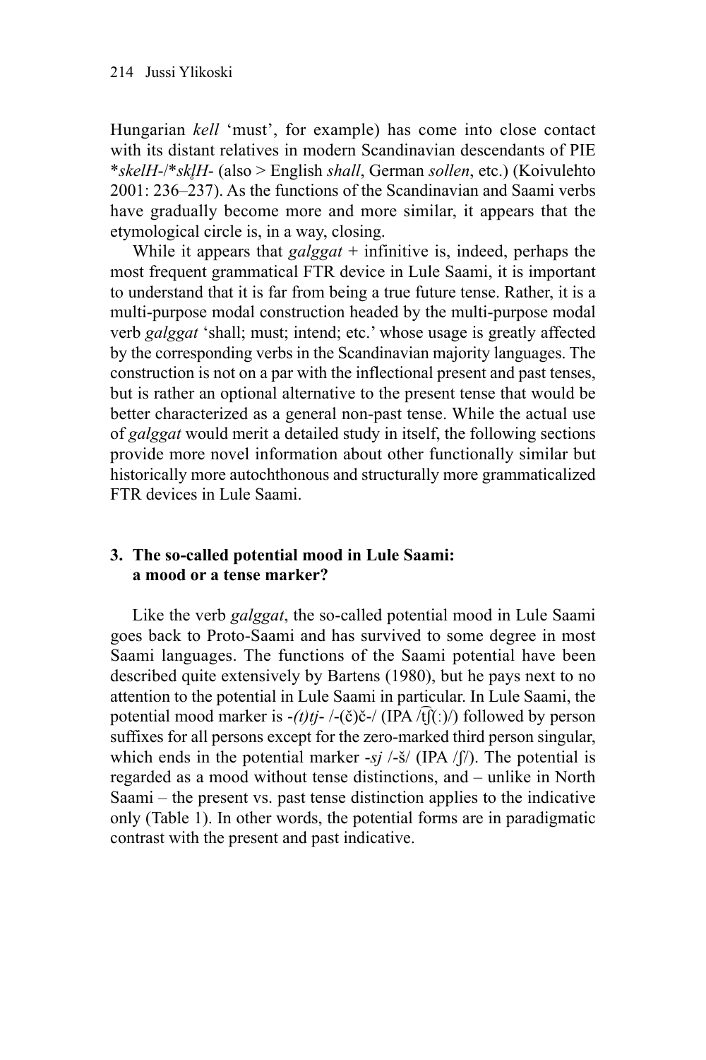Hungarian *kell* 'must', for example) has come into close contact with its distant relatives in modern Scandinavian descendants of PIE *\*skelH-*/*\*sk̥lH-* (also > English *shall*, German *sollen*, etc.) (Koivulehto 2001: 236–237). As the functions of the Scandinavian and Saami verbs have gradually become more and more similar, it appears that the etymological circle is, in a way, closing.

While it appears that *galggat* + infinitive is, indeed, perhaps the most frequent grammatical FTR device in Lule Saami, it is important to understand that it is far from being a true future tense. Rather, it is a multi-purpose modal construction headed by the multi-purpose modal verb *galggat* 'shall; must; intend; etc.' whose usage is greatly affected by the corresponding verbs in the Scandinavian majority languages. The construction is not on a par with the inflectional present and past tenses, but is rather an optional alternative to the present tense that would be better characterized as a general non-past tense. While the actual use of *galggat* would merit a detailed study in itself, the following sections provide more novel information about other functionally similar but historically more autochthonous and structurally more grammaticalized FTR devices in Lule Saami.

## 3. The so-called potential mood in Lule Saami: a mood or a tense marker?

Like the verb *galggat*, the so-called potential mood in Lule Saami goes back to Proto-Saami and has survived to some degree in most Saami languages. The functions of the Saami potential have been described quite extensively by Bartens (1980), but he pays next to no attention to the potential in Lule Saami in particular. In Lule Saami, the potential mood marker is *-(t)tj-* /-(č)č-/ (IPA /t͡ʃ(:)/) followed by person suffixes for all persons except for the zero-marked third person singular, which ends in the potential marker *-sj* /-š/ (IPA /ʃ/). The potential is regarded as a mood without tense distinctions, and – unlike in North Saami – the present vs. past tense distinction applies to the indicative only (Table 1). In other words, the potential forms are in paradigmatic contrast with the present and past indicative.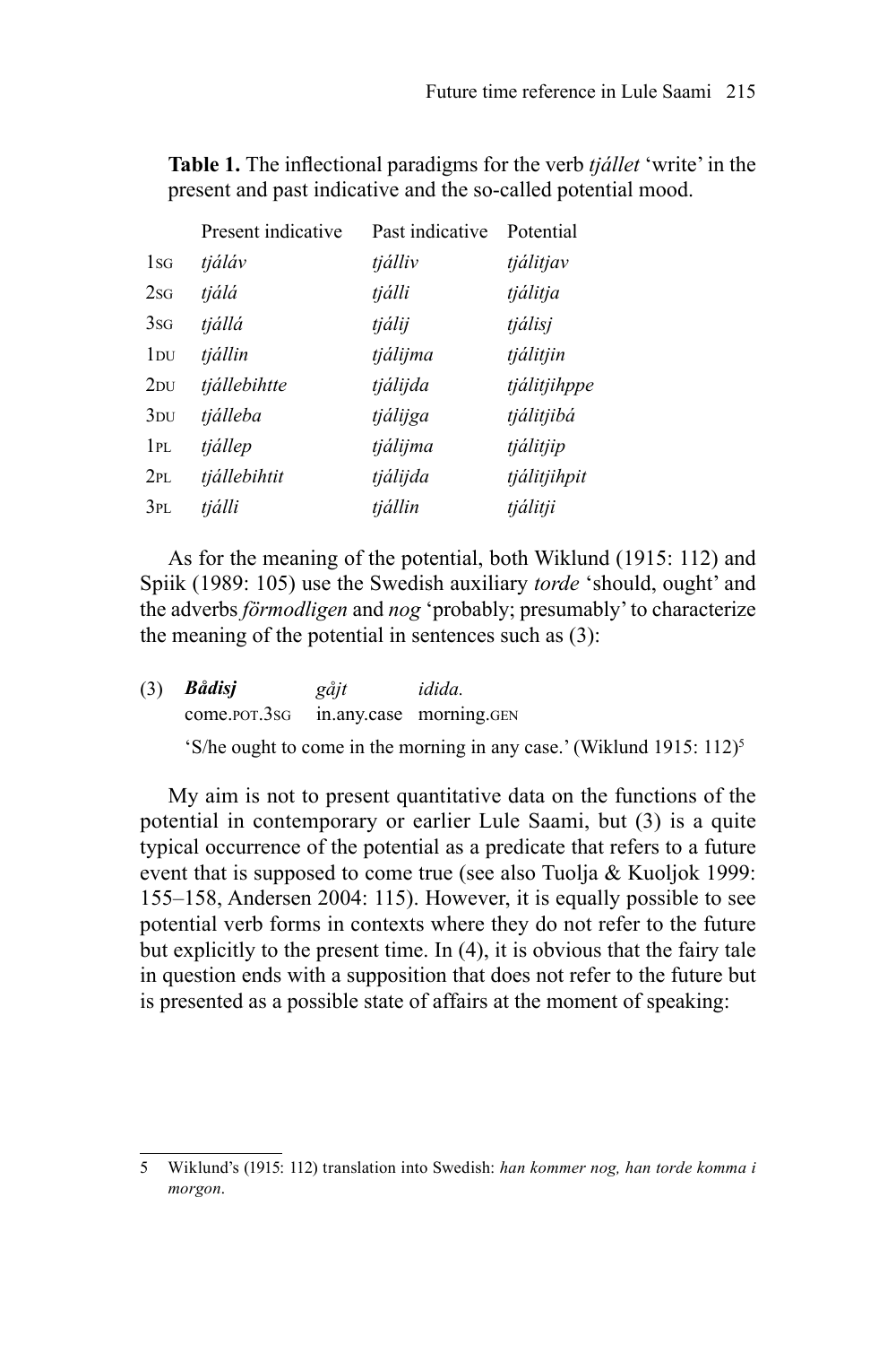**Table 1.** The inflectional paradigms for the verb *tjállet* 'write' in the present and past indicative and the so-called potential mood.

| | Present indicative | Past indicative | Potential |
|---|---|---|---|
| 1SG | *tjáláv* | *tjálliv* | *tjálitjav* |
| 2SG | *tjálá* | *tjálli* | *tjálitja* |
| 3SG | *tjállá* | *tjálij* | *tjálisj* |
| 1DU | *tjállin* | *tjálijma* | *tjálitjin* |
| 2DU | *tjállebihtte* | *tjálijda* | *tjálitjihppe* |
| 3DU | *tjálleba* | *tjálijga* | *tjálitjibá* |
| 1PL | *tjállep* | *tjálijma* | *tjálitjip* |
| 2PL | *tjállebihtit* | *tjálijda* | *tjálitjihpit* |
| 3PL | *tjálli* | *tjállin* | *tjálitji* |

As for the meaning of the potential, both Wiklund (1915: 112) and Spiik (1989: 105) use the Swedish auxiliary *torde* 'should, ought' and the adverbs *förmodligen* and *nog* 'probably; presumably' to characterize the meaning of the potential in sentences such as (3):

(3) ***Bådisj*** *gåjt* *idida.*
come.POT.3SG in.any.case morning.GEN
'S/he ought to come in the morning in any case.' (Wiklund 1915: 112)[5]

My aim is not to present quantitative data on the functions of the potential in contemporary or earlier Lule Saami, but (3) is a quite typical occurrence of the potential as a predicate that refers to a future event that is supposed to come true (see also Tuolja & Kuoljok 1999: 155–158, Andersen 2004: 115). However, it is equally possible to see potential verb forms in contexts where they do not refer to the future but explicitly to the present time. In (4), it is obvious that the fairy tale in question ends with a supposition that does not refer to the future but is presented as a possible state of affairs at the moment of speaking:

---

5 Wiklund's (1915: 112) translation into Swedish: *han kommer nog, han torde komma i morgon*.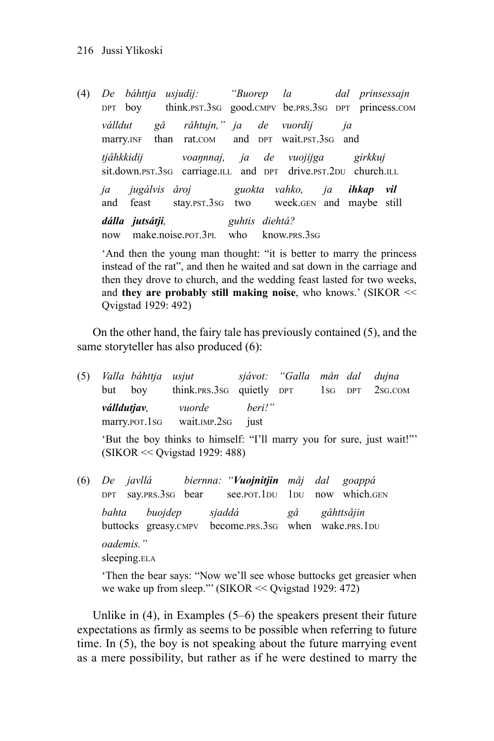(4) *De báhttja usjudij: "Buorep la dal prinsessajn*
DPT boy think.PST.3SG good.CMPV be.PRS.3SG DPT princess.COM

*válldut gå råhtujn," ja de vuordij ja*
marry.INF than rat.COM and DPT wait.PST.3SG and

*tjåhkkidij voaŋnaj, ja de vuojijga girkkuj*
sit.down.PST.3SG carriage.ILL and DPT drive.PST.2DU church.ILL

*ja jugálvis åroj guokta vahko, ja* ***ihkap vil***
and feast stay.PST.3SG two week.GEN and maybe still

***dálla jutsátji****, guhtis diehtá?*
now make.noise.POT.3PL who know.PRS.3SG

'And then the young man thought: "it is better to marry the princess instead of the rat", and then he waited and sat down in the carriage and then they drove to church, and the wedding feast lasted for two weeks, and **they are probably still making noise**, who knows.' (SIKOR << Qvigstad 1929: 492)

On the other hand, the fairy tale has previously contained (5), and the same storyteller has also produced (6):

(5) *Valla báhttja usjut sjávot: "Galla mån dal dujna*
but boy think.PRS.3SG quietly DPT 1SG DPT 2SG.COM

***válldutjav****, vuorde beri!"*
marry.POT.1SG wait.IMP.2SG just

'But the boy thinks to himself: "I'll marry you for sure, just wait!"' (SIKOR << Qvigstad 1929: 488)

(6) *De javllá biernna: "****Vuojnnitjin*** *måj dal goappá*
DPT say.PRS.3SG bear see.POT.1DU 1DU now which.GEN

*bahta buojdep sjaddá gå gåhttsåjin*
buttocks greasy.CMPV become.PRS.3SG when wake.PRS.1DU

*oademis."*
sleeping.ELA

'Then the bear says: "Now we'll see whose buttocks get greasier when we wake up from sleep."' (SIKOR << Qvigstad 1929: 472)

Unlike in (4), in Examples (5–6) the speakers present their future expectations as firmly as seems to be possible when referring to future time. In (5), the boy is not speaking about the future marrying event as a mere possibility, but rather as if he were destined to marry the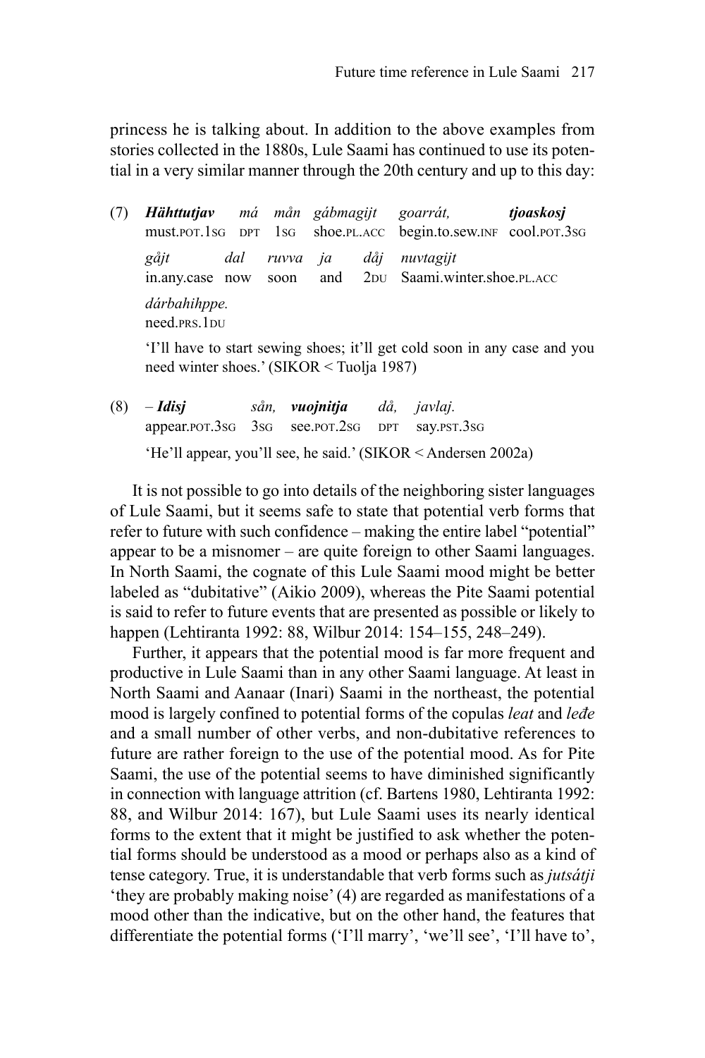princess he is talking about. In addition to the above examples from stories collected in the 1880s, Lule Saami has continued to use its potential in a very similar manner through the 20th century and up to this day:

(7) ***Hähttutjav*** *má mån gábmagijt goarrát,* ***tjoaskosj***
must.POT.1SG DPT 1SG shoe.PL.ACC begin.to.sew.INF cool.POT.3SG

*gåjt dal ruvva ja dåj nuvtagijt*
in.any.case now soon and 2DU Saami.winter.shoe.PL.ACC

*dárbahihppe.*
need.PRS.1DU

'I'll have to start sewing shoes; it'll get cold soon in any case and you need winter shoes.' (SIKOR < Tuolja 1987)

(8) – ***Idisj*** *sån,* ***vuojnitja*** *då, javlaj.*
appear.POT.3SG 3SG see.POT.2SG DPT say.PST.3SG

'He'll appear, you'll see, he said.' (SIKOR < Andersen 2002a)

It is not possible to go into details of the neighboring sister languages of Lule Saami, but it seems safe to state that potential verb forms that refer to future with such confidence – making the entire label "potential" appear to be a misnomer – are quite foreign to other Saami languages. In North Saami, the cognate of this Lule Saami mood might be better labeled as "dubitative" (Aikio 2009), whereas the Pite Saami potential is said to refer to future events that are presented as possible or likely to happen (Lehtiranta 1992: 88, Wilbur 2014: 154–155, 248–249).

Further, it appears that the potential mood is far more frequent and productive in Lule Saami than in any other Saami language. At least in North Saami and Aanaar (Inari) Saami in the northeast, the potential mood is largely confined to potential forms of the copulas *leat* and *leđe* and a small number of other verbs, and non-dubitative references to future are rather foreign to the use of the potential mood. As for Pite Saami, the use of the potential seems to have diminished significantly in connection with language attrition (cf. Bartens 1980, Lehtiranta 1992: 88, and Wilbur 2014: 167), but Lule Saami uses its nearly identical forms to the extent that it might be justified to ask whether the potential forms should be understood as a mood or perhaps also as a kind of tense category. True, it is understandable that verb forms such as *jutsátji* 'they are probably making noise' (4) are regarded as manifestations of a mood other than the indicative, but on the other hand, the features that differentiate the potential forms ('I'll marry', 'we'll see', 'I'll have to',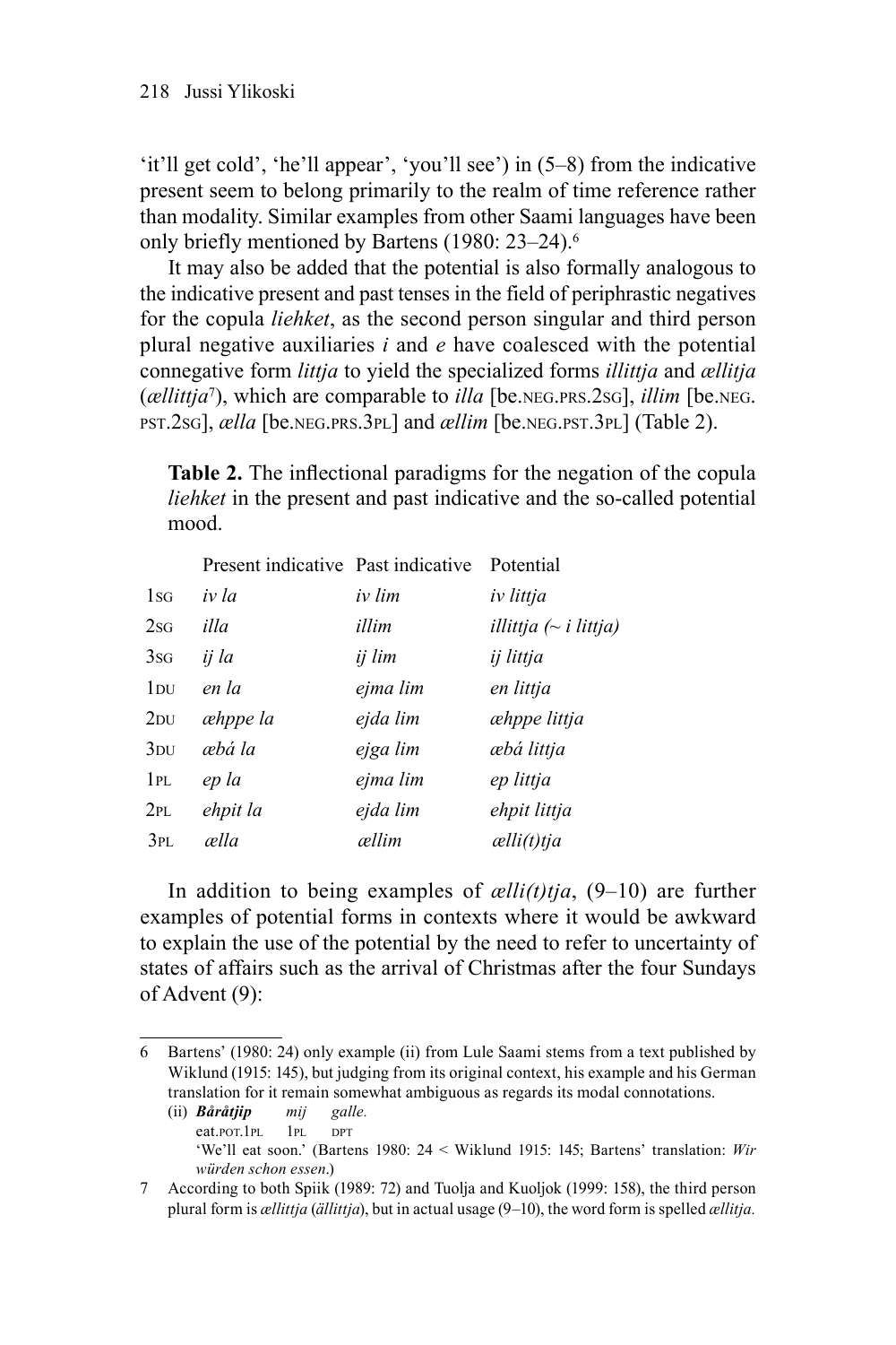'it'll get cold', 'he'll appear', 'you'll see') in (5–8) from the indicative present seem to belong primarily to the realm of time reference rather than modality. Similar examples from other Saami languages have been only briefly mentioned by Bartens (1980: 23–24).[6]

It may also be added that the potential is also formally analogous to the indicative present and past tenses in the field of periphrastic negatives for the copula *liehket*, as the second person singular and third person plural negative auxiliaries *i* and *e* have coalesced with the potential connegative form *littja* to yield the specialized forms *illittja* and *ællitja* (*ællittja*[7]), which are comparable to *illa* [be.NEG.PRS.2SG], *illim* [be.NEG.PST.2SG], *ælla* [be.NEG.PRS.3PL] and *ællim* [be.NEG.PST.3PL] (Table 2).

**Table 2.** The inflectional paradigms for the negation of the copula *liehket* in the present and past indicative and the so-called potential mood.

| | Present indicative | Past indicative | Potential |
|---|---|---|---|
| 1SG | *iv la* | *iv lim* | *iv littja* |
| 2SG | *illa* | *illim* | *illittja (~ i littja)* |
| 3SG | *ij la* | *ij lim* | *ij littja* |
| 1DU | *en la* | *ejma lim* | *en littja* |
| 2DU | *æhppe la* | *ejda lim* | *æhppe littja* |
| 3DU | *æbá la* | *ejga lim* | *æbá littja* |
| 1PL | *ep la* | *ejma lim* | *ep littja* |
| 2PL | *ehpit la* | *ejda lim* | *ehpit littja* |
| 3PL | *ælla* | *ællim* | *ælli(t)tja* |

In addition to being examples of *ælli(t)tja*, (9–10) are further examples of potential forms in contexts where it would be awkward to explain the use of the potential by the need to refer to uncertainty of states of affairs such as the arrival of Christmas after the four Sundays of Advent (9):

---

6 Bartens' (1980: 24) only example (ii) from Lule Saami stems from a text published by Wiklund (1915: 145), but judging from its original context, his example and his German translation for it remain somewhat ambiguous as regards its modal connotations.

(ii) ***Båråtjip*** *mij* *galle.*
eat.POT.1PL 1PL DPT
'We'll eat soon.' (Bartens 1980: 24 < Wiklund 1915: 145; Bartens' translation: *Wir würden schon essen*.)

7 According to both Spiik (1989: 72) and Tuolja and Kuoljok (1999: 158), the third person plural form is *ællittja* (*ällittja*), but in actual usage (9–10), the word form is spelled *ællitja*.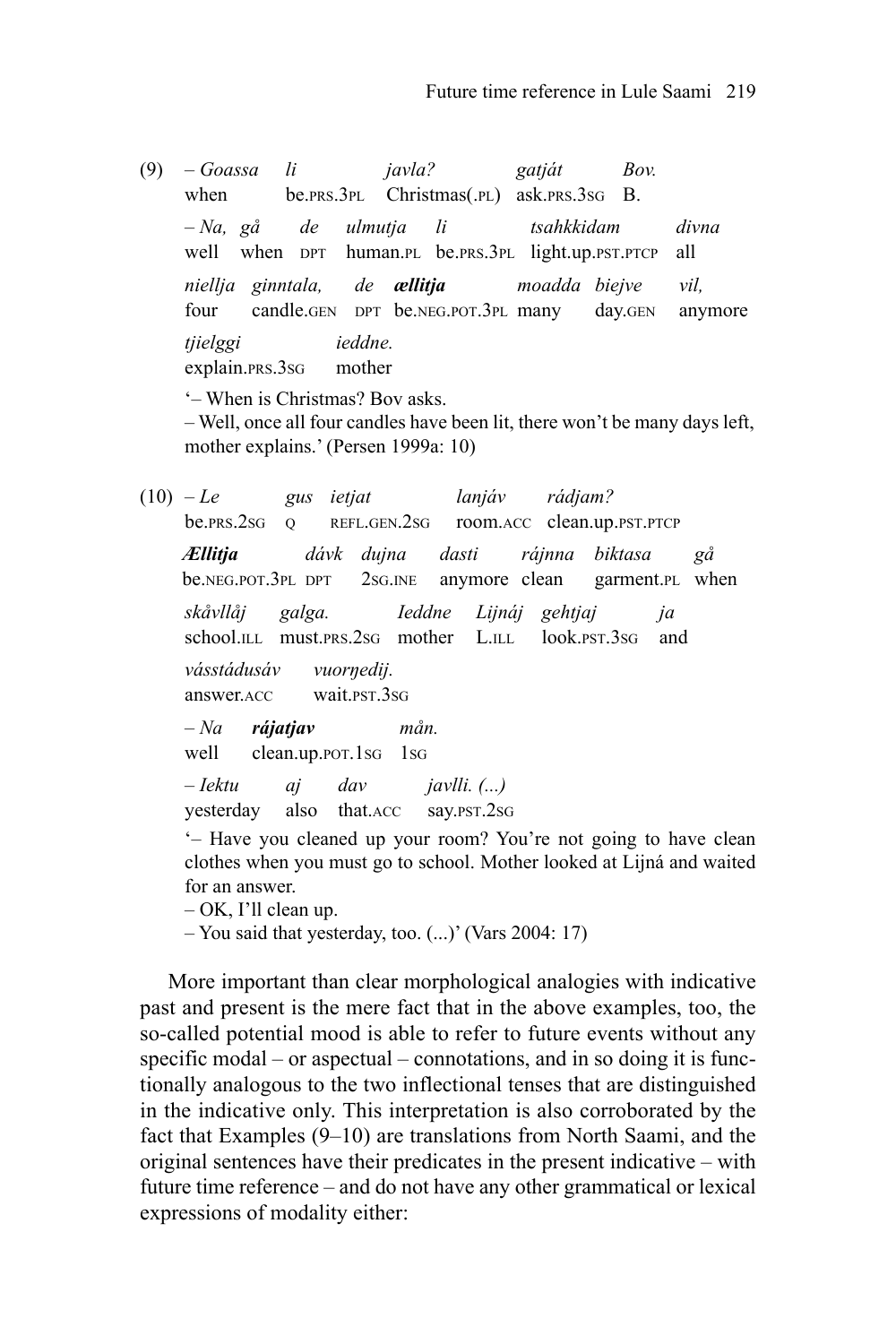(9) – *Goassa li javla? gatját Bov.*
when be.PRS.3PL Christmas(.PL) ask.PRS.3SG B.

– *Na, gå de ulmutja li tsahkkidam divna*
well when DPT human.PL be.PRS.3PL light.up.PST.PTCP all

*niellja ginntala, de* ***ællitja*** *moadda biejve vil,*
four candle.GEN DPT be.NEG.POT.3PL many day.GEN anymore

*tjielggi ieddne.*
explain.PRS.3SG mother

'– When is Christmas? Bov asks.
– Well, once all four candles have been lit, there won't be many days left, mother explains.' (Persen 1999a: 10)

(10) – *Le gus ietjat lanjáv rádjam?*
be.PRS.2SG Q REFL.GEN.2SG room.ACC clean.up.PST.PTCP

***Ællitja*** *dávk dujna dasti rájnna biktasa gå*
be.NEG.POT.3PL DPT 2SG.INE anymore clean garment.PL when

*skåvllåj galga. Ieddne Lijnáj gehtjaj ja*
school.ILL must.PRS.2SG mother L.ILL look.PST.3SG and

*vásstádusáv vuorŋedij.*
answer.ACC wait.PST.3SG

– *Na* ***rájatjav*** *mån.*
well clean.up.POT.1SG 1SG

– *Iektu aj dav javlli. (...)*
yesterday also that.ACC say.PST.2SG

'– Have you cleaned up your room? You're not going to have clean clothes when you must go to school. Mother looked at Lijná and waited for an answer.
– OK, I'll clean up.
– You said that yesterday, too. (...)' (Vars 2004: 17)

More important than clear morphological analogies with indicative past and present is the mere fact that in the above examples, too, the so-called potential mood is able to refer to future events without any specific modal – or aspectual – connotations, and in so doing it is functionally analogous to the two inflectional tenses that are distinguished in the indicative only. This interpretation is also corroborated by the fact that Examples (9–10) are translations from North Saami, and the original sentences have their predicates in the present indicative – with future time reference – and do not have any other grammatical or lexical expressions of modality either: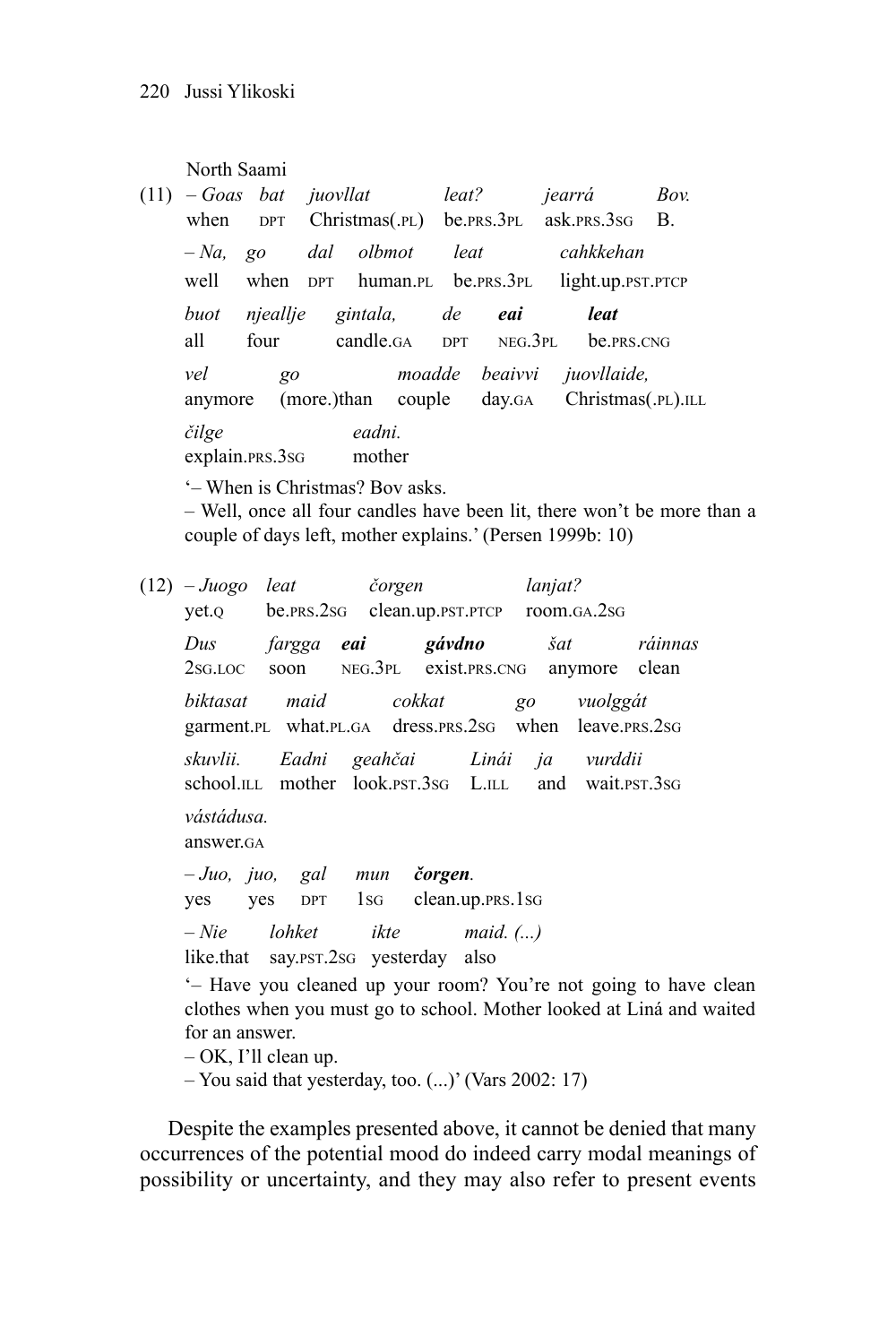North Saami

(11) – *Goas bat juovllat leat? jearrá Bov.*
when DPT Christmas(.PL) be.PRS.3PL ask.PRS.3SG B.

– *Na, go dal olbmot leat cahkkehan*
well when DPT human.PL be.PRS.3PL light.up.PST.PTCP

*buot njeallje gintala, de* ***eai*** ***leat***
all four candle.GA DPT NEG.3PL be.PRS.CNG

*vel go moadde beaivvi juovllaide,*
anymore (more.)than couple day.GA Christmas(.PL).ILL

*čilge eadni.*
explain.PRS.3SG mother

'– When is Christmas? Bov asks.
– Well, once all four candles have been lit, there won't be more than a couple of days left, mother explains.' (Persen 1999b: 10)

(12) – *Juogo leat čorgen lanjat?*
yet.Q be.PRS.2SG clean.up.PST.PTCP room.GA.2SG

*Dus fargga* ***eai*** ***gávdno*** *šat ráinnas*
2SG.LOC soon NEG.3PL exist.PRS.CNG anymore clean

*biktasat maid cokkat go vuolggát*
garment.PL what.PL.GA dress.PRS.2SG when leave.PRS.2SG

*skuvlii. Eadni geahčai Lináí ja vurddii*
school.ILL mother look.PST.3SG L.ILL and wait.PST.3SG

*vástádusa.*
answer.GA

– *Juo, juo, gal mun* ***čorgen****.*
yes yes DPT 1SG clean.up.PRS.1SG

– *Nie lohket ikte maid. (...)*
like.that say.PST.2SG yesterday also

'– Have you cleaned up your room? You're not going to have clean clothes when you must go to school. Mother looked at Linà and waited for an answer.
– OK, I'll clean up.
– You said that yesterday, too. (...)' (Vars 2002: 17)

Despite the examples presented above, it cannot be denied that many occurrences of the potential mood do indeed carry modal meanings of possibility or uncertainty, and they may also refer to present events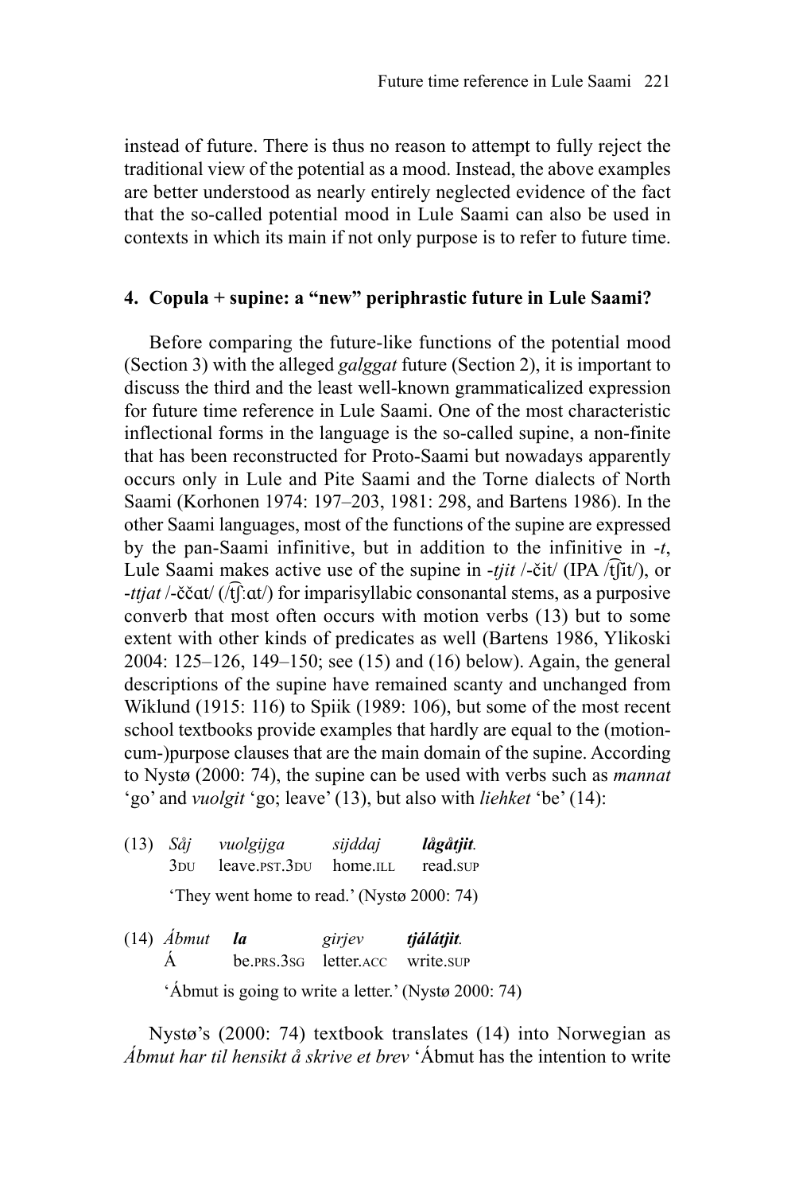instead of future. There is thus no reason to attempt to fully reject the traditional view of the potential as a mood. Instead, the above examples are better understood as nearly entirely neglected evidence of the fact that the so-called potential mood in Lule Saami can also be used in contexts in which its main if not only purpose is to refer to future time.

## 4. Copula + supine: a "new" periphrastic future in Lule Saami?

Before comparing the future-like functions of the potential mood (Section 3) with the alleged *galggat* future (Section 2), it is important to discuss the third and the least well-known grammaticalized expression for future time reference in Lule Saami. One of the most characteristic inflectional forms in the language is the so-called supine, a non-finite that has been reconstructed for Proto-Saami but nowadays apparently occurs only in Lule and Pite Saami and the Torne dialects of North Saami (Korhonen 1974: 197–203, 1981: 298, and Bartens 1986). In the other Saami languages, most of the functions of the supine are expressed by the pan-Saami infinitive, but in addition to the infinitive in *-t*, Lule Saami makes active use of the supine in *-tjit* /-čit/ (IPA /t͡ʃit/), or *-ttjat* /-ččɑt/ (/t͡ʃ:ɑt/) for imparisyllabic consonantal stems, as a purposive converb that most often occurs with motion verbs (13) but to some extent with other kinds of predicates as well (Bartens 1986, Ylikoski 2004: 125–126, 149–150; see (15) and (16) below). Again, the general descriptions of the supine have remained scanty and unchanged from Wiklund (1915: 116) to Spiik (1989: 106), but some of the most recent school textbooks provide examples that hardly are equal to the (motion-cum-)purpose clauses that are the main domain of the supine. According to Nystø (2000: 74), the supine can be used with verbs such as *mannat* 'go' and *vuolgit* 'go; leave' (13), but also with *liehket* 'be' (14):

(13) *Såj* *vuolgijga* *sijddaj* ***lågåtjit.***
 3DU leave.PST.3DU home.ILL read.SUP
 'They went home to read.' (Nystø 2000: 74)

(14) *Ábmut* ***la*** *girjev* ***tjálátjit.***
 Á be.PRS.3SG letter.ACC write.SUP
 'Ábmut is going to write a letter.' (Nystø 2000: 74)

Nystø's (2000: 74) textbook translates (14) into Norwegian as *Ábmut har til hensikt å skrive et brev* 'Ábmut has the intention to write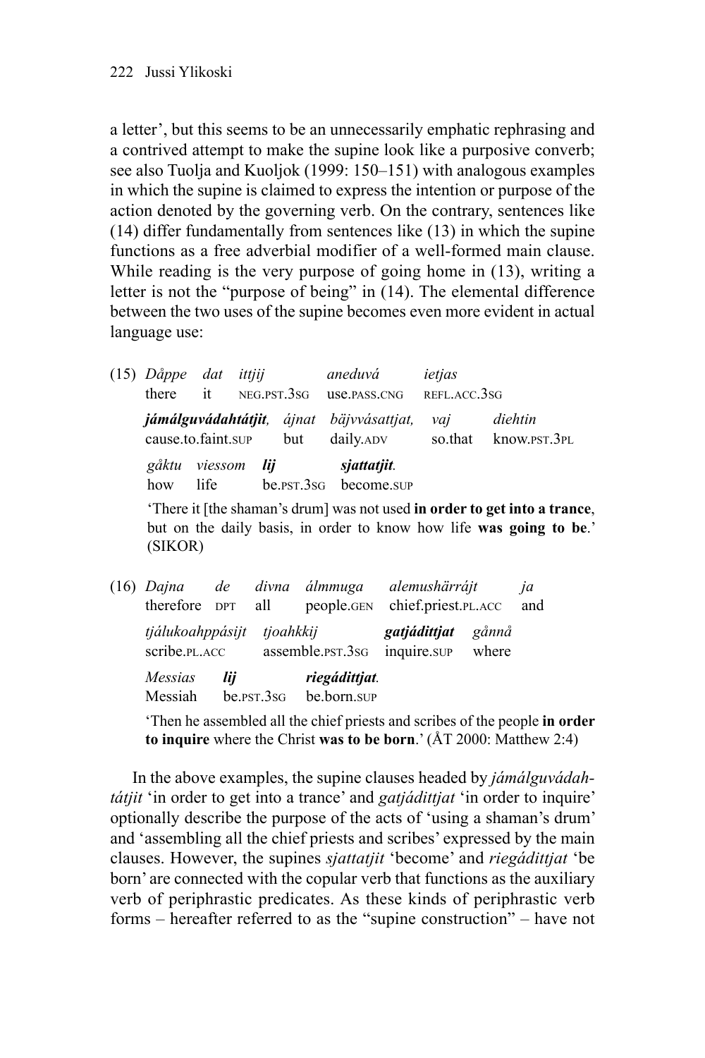a letter', but this seems to be an unnecessarily emphatic rephrasing and a contrived attempt to make the supine look like a purposive converb; see also Tuolja and Kuoljok (1999: 150–151) with analogous examples in which the supine is claimed to express the intention or purpose of the action denoted by the governing verb. On the contrary, sentences like (14) differ fundamentally from sentences like (13) in which the supine functions as a free adverbial modifier of a well-formed main clause. While reading is the very purpose of going home in (13), writing a letter is not the "purpose of being" in (14). The elemental difference between the two uses of the supine becomes even more evident in actual language use:

(15) *Dåppe dat ittjij aneduvá ietjas*
there it NEG.PST.3SG use.PASS.CNG REFL.ACC.3SG
***jámálguvádahtátjit**, ájnat bäjvvásattjat, vaj diehtin*
cause.to.faint.SUP but daily.ADV so.that know.PST.3PL
*gåktu viessom **lij** **sjattatjit**.*
how life be.PST.3SG become.SUP
'There it [the shaman's drum] was not used **in order to get into a trance**, but on the daily basis, in order to know how life **was going to be**.' (SIKOR)

(16) *Dajna de divna álmmuga alemushärrájt ja*
therefore DPT all people.GEN chief.priest.PL.ACC and
*tjálukoahppásijt tjoahkkij **gatjádittjat** gånnå*
scribe.PL.ACC assemble.PST.3SG inquire.SUP where
*Messias **lij** **riegádittjat**.*
Messiah be.PST.3SG be.born.SUP
'Then he assembled all the chief priests and scribes of the people **in order to inquire** where the Christ **was to be born**.' (ÅT 2000: Matthew 2:4)

In the above examples, the supine clauses headed by *jámálguvádahtátjit* 'in order to get into a trance' and *gatjádittjat* 'in order to inquire' optionally describe the purpose of the acts of 'using a shaman's drum' and 'assembling all the chief priests and scribes' expressed by the main clauses. However, the supines *sjattatjit* 'become' and *riegádittjat* 'be born' are connected with the copular verb that functions as the auxiliary verb of periphrastic predicates. As these kinds of periphrastic verb forms – hereafter referred to as the "supine construction" – have not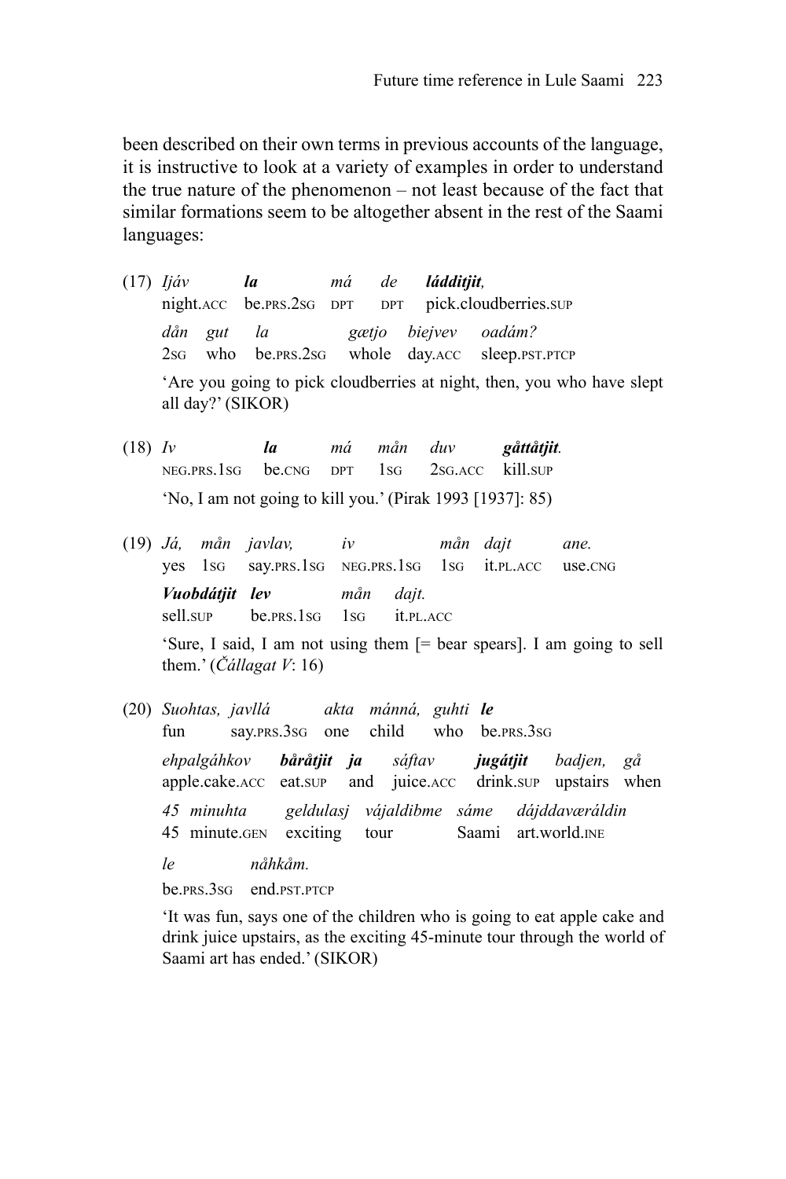been described on their own terms in previous accounts of the language, it is instructive to look at a variety of examples in order to understand the true nature of the phenomenon – not least because of the fact that similar formations seem to be altogether absent in the rest of the Saami languages:

(17) *Ijáv* ***la*** *má* *de* ***láddítjit****,*
night.ACC be.PRS.2SG DPT DPT pick.cloudberries.SUP

*dån* *gut* *la* *gætjo* *biejvev* *oadám?*
2SG who be.PRS.2SG whole day.ACC sleep.PST.PTCP

'Are you going to pick cloudberries at night, then, you who have slept all day?' (SIKOR)

(18) *Iv* ***la*** *má* *mån* *duv* ***gåttåtjit****.*
NEG.PRS.1SG be.CNG DPT 1SG 2SG.ACC kill.SUP

'No, I am not going to kill you.' (Pirak 1993 [1937]: 85)

(19) *Já,* *mån* *javlav,* *iv* *mån* *dajt* *ane.*
yes 1SG say.PRS.1SG NEG.PRS.1SG 1SG it.PL.ACC use.CNG

***Vuobdátjit*** ***lev*** *mån* *dajt.*
sell.SUP be.PRS.1SG 1SG it.PL.ACC

'Sure, I said, I am not using them [= bear spears]. I am going to sell them.' (*Čállagat V*: 16)

(20) *Suohtas,* *javllá* *akta* *mánná,* *guhti* ***le***
fun say.PRS.3SG one child who be.PRS.3SG

*ehpalgáhkov* ***båråtjit*** ***ja*** *sáftav* ***jugátjit*** *badjen,* *gå*
apple.cake.ACC eat.SUP and juice.ACC drink.SUP upstairs when

*45* *minuhta* *geldulasj* *vájaldibme* *sáme* *dájddaværáldin*
45 minute.GEN exciting tour Saami art.world.INE

*le* *nåhkåm.*
be.PRS.3SG end.PST.PTCP

'It was fun, says one of the children who is going to eat apple cake and drink juice upstairs, as the exciting 45-minute tour through the world of Saami art has ended.' (SIKOR)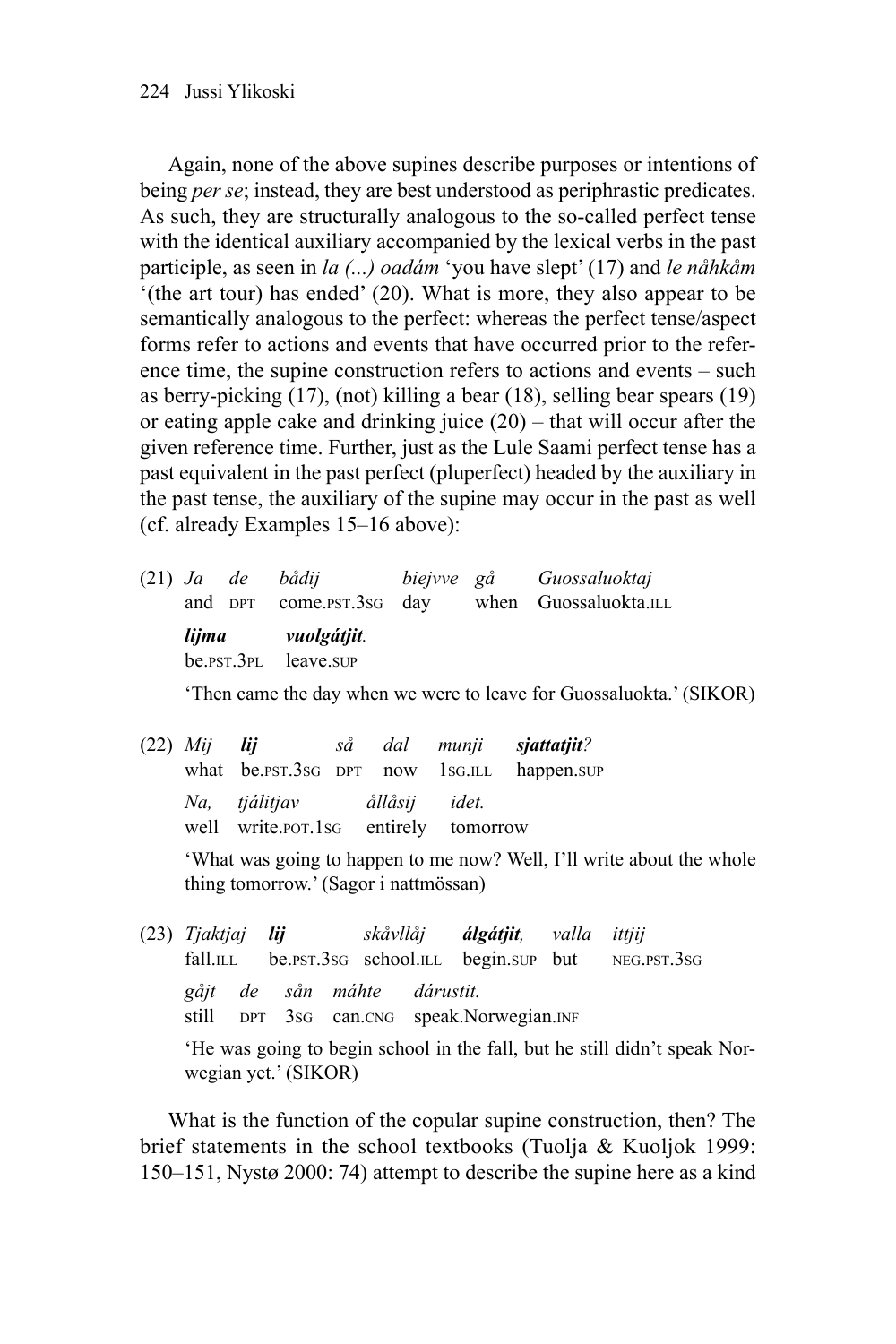Again, none of the above supines describe purposes or intentions of being *per se*; instead, they are best understood as periphrastic predicates. As such, they are structurally analogous to the so-called perfect tense with the identical auxiliary accompanied by the lexical verbs in the past participle, as seen in *la (...) oadám* 'you have slept' (17) and *le nåhkåm* '(the art tour) has ended' (20). What is more, they also appear to be semantically analogous to the perfect: whereas the perfect tense/aspect forms refer to actions and events that have occurred prior to the reference time, the supine construction refers to actions and events – such as berry-picking (17), (not) killing a bear (18), selling bear spears (19) or eating apple cake and drinking juice (20) – that will occur after the given reference time. Further, just as the Lule Saami perfect tense has a past equivalent in the past perfect (pluperfect) headed by the auxiliary in the past tense, the auxiliary of the supine may occur in the past as well (cf. already Examples 15–16 above):

(21) *Ja de bådij biejvve gå Guossaluoktaj*
and DPT come.PST.3SG day when Guossaluokta.ILL
***lijma vuolgátjit.***
be.PST.3PL leave.SUP
'Then came the day when we were to leave for Guossaluokta.' (SIKOR)

(22) *Mij **lij** så dal munji **sjattatjit**?*
what be.PST.3SG DPT now 1SG.ILL happen.SUP
*Na, tjálitjav ållåsij idet.*
well write.POT.1SG entirely tomorrow
'What was going to happen to me now? Well, I'll write about the whole thing tomorrow.' (Sagor i nattmössan)

(23) *Tjaktjaj **lij** skåvllåj **álgátjit**, valla ittjij*
fall.ILL be.PST.3SG school.ILL begin.SUP but NEG.PST.3SG
*gåjt de sån máhte dárustit.*
still DPT 3SG can.CNG speak.Norwegian.INF
'He was going to begin school in the fall, but he still didn't speak Norwegian yet.' (SIKOR)

What is the function of the copular supine construction, then? The brief statements in the school textbooks (Tuolja & Kuoljok 1999: 150–151, Nystø 2000: 74) attempt to describe the supine here as a kind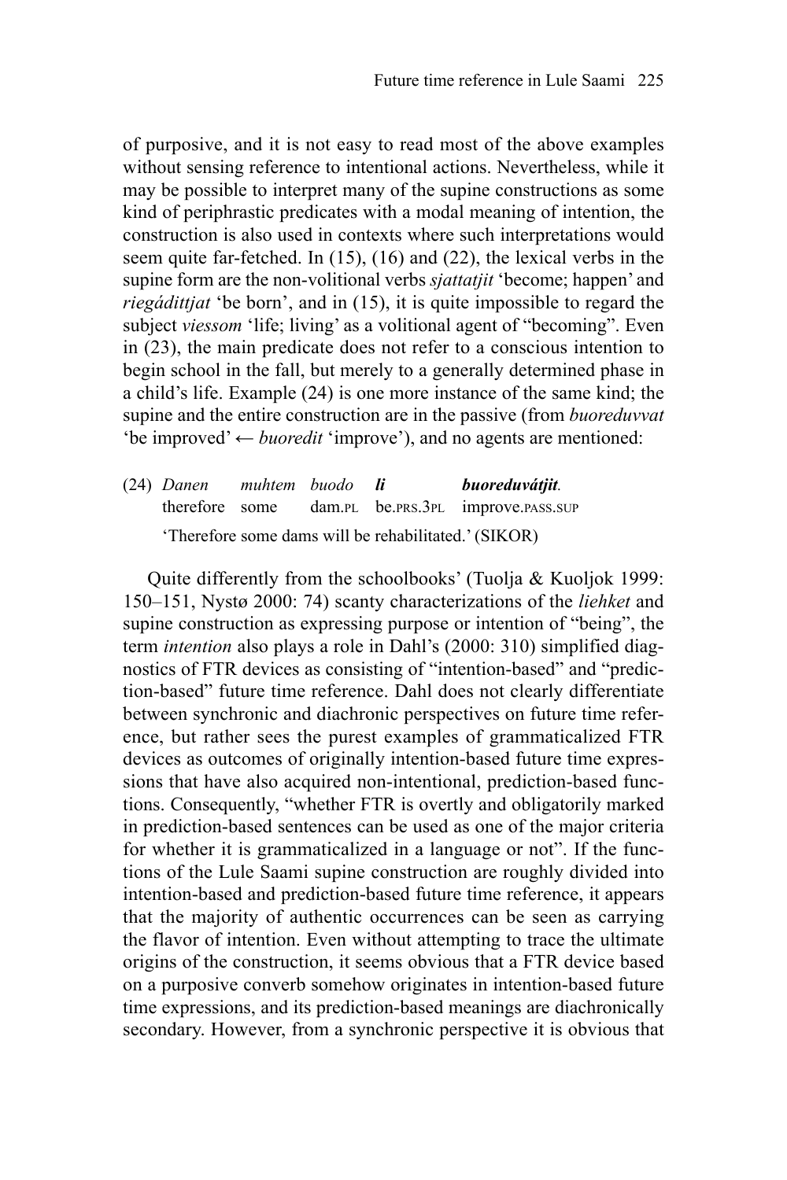of purposive, and it is not easy to read most of the above examples without sensing reference to intentional actions. Nevertheless, while it may be possible to interpret many of the supine constructions as some kind of periphrastic predicates with a modal meaning of intention, the construction is also used in contexts where such interpretations would seem quite far-fetched. In (15), (16) and (22), the lexical verbs in the supine form are the non-volitional verbs *sjattatjit* 'become; happen' and *riegádittjat* 'be born', and in (15), it is quite impossible to regard the subject *viessom* 'life; living' as a volitional agent of "becoming". Even in (23), the main predicate does not refer to a conscious intention to begin school in the fall, but merely to a generally determined phase in a child's life. Example (24) is one more instance of the same kind; the supine and the entire construction are in the passive (from *buoreduvvat* 'be improved' ← *buoredit* 'improve'), and no agents are mentioned:

(24) *Danen* *muhtem* *buodo* ***li*** ***buoreduvátjit.***
therefore some dam.PL be.PRS.3PL improve.PASS.SUP
'Therefore some dams will be rehabilitated.' (SIKOR)

Quite differently from the schoolbooks' (Tuolja & Kuoljok 1999: 150–151, Nystø 2000: 74) scanty characterizations of the *liehket* and supine construction as expressing purpose or intention of "being", the term *intention* also plays a role in Dahl's (2000: 310) simplified diagnostics of FTR devices as consisting of "intention-based" and "prediction-based" future time reference. Dahl does not clearly differentiate between synchronic and diachronic perspectives on future time reference, but rather sees the purest examples of grammaticalized FTR devices as outcomes of originally intention-based future time expressions that have also acquired non-intentional, prediction-based functions. Consequently, "whether FTR is overtly and obligatorily marked in prediction-based sentences can be used as one of the major criteria for whether it is grammaticalized in a language or not". If the functions of the Lule Saami supine construction are roughly divided into intention-based and prediction-based future time reference, it appears that the majority of authentic occurrences can be seen as carrying the flavor of intention. Even without attempting to trace the ultimate origins of the construction, it seems obvious that a FTR device based on a purposive converb somehow originates in intention-based future time expressions, and its prediction-based meanings are diachronically secondary. However, from a synchronic perspective it is obvious that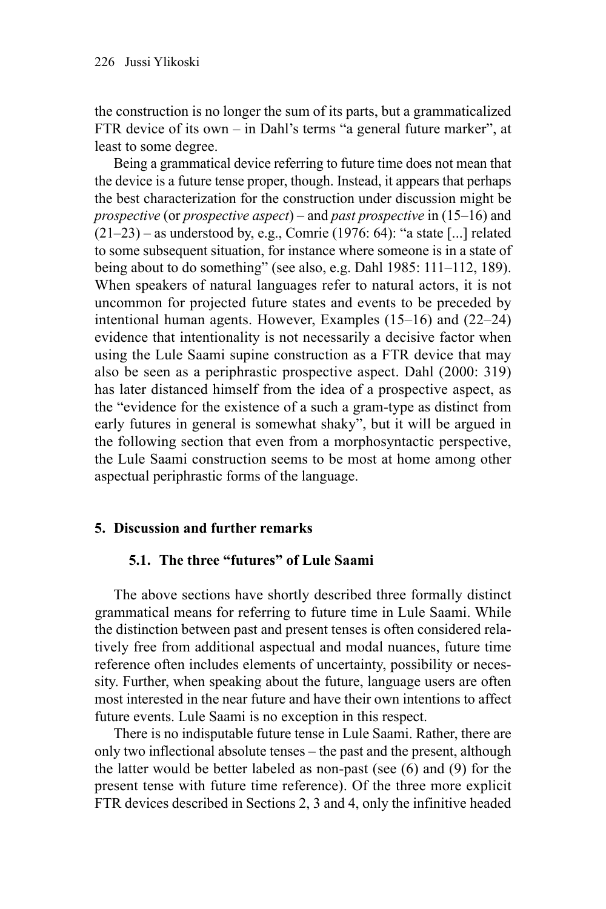the construction is no longer the sum of its parts, but a grammaticalized FTR device of its own – in Dahl's terms "a general future marker", at least to some degree.

Being a grammatical device referring to future time does not mean that the device is a future tense proper, though. Instead, it appears that perhaps the best characterization for the construction under discussion might be *prospective* (or *prospective aspect*) – and *past prospective* in (15–16) and (21–23) – as understood by, e.g., Comrie (1976: 64): "a state [...] related to some subsequent situation, for instance where someone is in a state of being about to do something" (see also, e.g. Dahl 1985: 111–112, 189). When speakers of natural languages refer to natural actors, it is not uncommon for projected future states and events to be preceded by intentional human agents. However, Examples (15–16) and (22–24) evidence that intentionality is not necessarily a decisive factor when using the Lule Saami supine construction as a FTR device that may also be seen as a periphrastic prospective aspect. Dahl (2000: 319) has later distanced himself from the idea of a prospective aspect, as the "evidence for the existence of a such a gram-type as distinct from early futures in general is somewhat shaky", but it will be argued in the following section that even from a morphosyntactic perspective, the Lule Saami construction seems to be most at home among other aspectual periphrastic forms of the language.

## 5. Discussion and further remarks

### 5.1. The three "futures" of Lule Saami

The above sections have shortly described three formally distinct grammatical means for referring to future time in Lule Saami. While the distinction between past and present tenses is often considered relatively free from additional aspectual and modal nuances, future time reference often includes elements of uncertainty, possibility or necessity. Further, when speaking about the future, language users are often most interested in the near future and have their own intentions to affect future events. Lule Saami is no exception in this respect.

There is no indisputable future tense in Lule Saami. Rather, there are only two inflectional absolute tenses – the past and the present, although the latter would be better labeled as non-past (see (6) and (9) for the present tense with future time reference). Of the three more explicit FTR devices described in Sections 2, 3 and 4, only the infinitive headed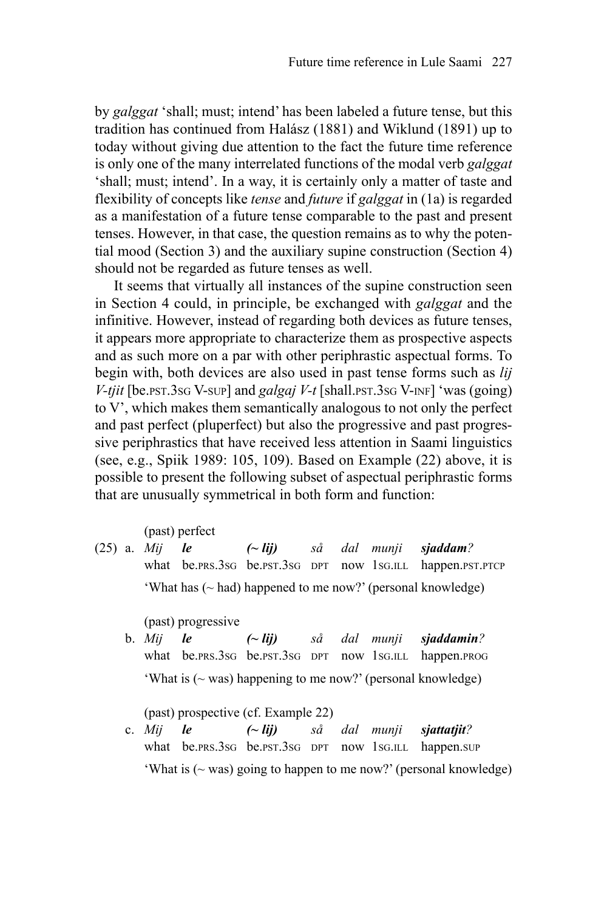by *galggat* 'shall; must; intend' has been labeled a future tense, but this tradition has continued from Halász (1881) and Wiklund (1891) up to today without giving due attention to the fact the future time reference is only one of the many interrelated functions of the modal verb *galggat* 'shall; must; intend'. In a way, it is certainly only a matter of taste and flexibility of concepts like *tense* and *future* if *galggat* in (1a) is regarded as a manifestation of a future tense comparable to the past and present tenses. However, in that case, the question remains as to why the potential mood (Section 3) and the auxiliary supine construction (Section 4) should not be regarded as future tenses as well.

It seems that virtually all instances of the supine construction seen in Section 4 could, in principle, be exchanged with *galggat* and the infinitive. However, instead of regarding both devices as future tenses, it appears more appropriate to characterize them as prospective aspects and as such more on a par with other periphrastic aspectual forms. To begin with, both devices are also used in past tense forms such as *lij V-tjit* [be.PST.3SG V-SUP] and *galgaj V-t* [shall.PST.3SG V-INF] 'was (going) to V', which makes them semantically analogous to not only the perfect and past perfect (pluperfect) but also the progressive and past progressive periphrastics that have received less attention in Saami linguistics (see, e.g., Spiik 1989: 105, 109). Based on Example (22) above, it is possible to present the following subset of aspectual periphrastic forms that are unusually symmetrical in both form and function:

(25) a. (past) perfect

| *Mij* | ***le*** | ***(~ lij)*** | *så* | *dal* | *munji* | ***sjaddam****?* |
|---|---|---|---|---|---|---|
| what | be.PRS.3SG | be.PST.3SG | DPT | now | 1SG.ILL | happen.PST.PTCP |

'What has (~ had) happened to me now?' (personal knowledge)

b. (past) progressive

| *Mij* | ***le*** | ***(~ lij)*** | *så* | *dal* | *munji* | ***sjaddamin****?* |
|---|---|---|---|---|---|---|
| what | be.PRS.3SG | be.PST.3SG | DPT | now | 1SG.ILL | happen.PROG |

'What is (~ was) happening to me now?' (personal knowledge)

c. (past) prospective (cf. Example 22)

| *Mij* | ***le*** | ***(~ lij)*** | *så* | *dal* | *munji* | ***sjattatjit****?* |
|---|---|---|---|---|---|---|
| what | be.PRS.3SG | be.PST.3SG | DPT | now | 1SG.ILL | happen.SUP |

'What is (~ was) going to happen to me now?' (personal knowledge)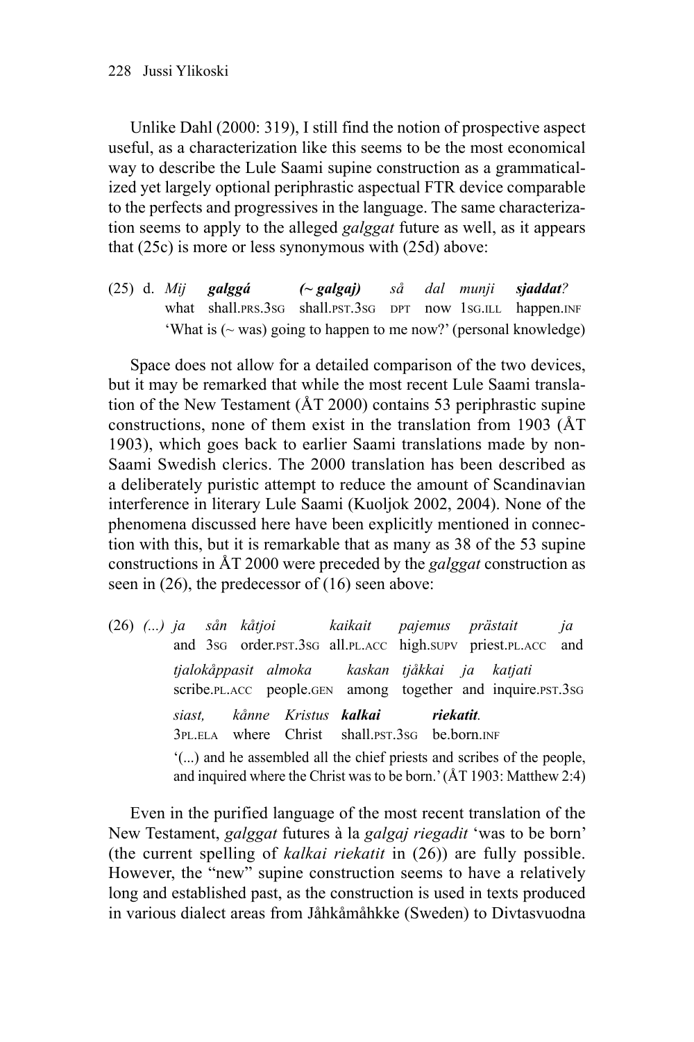Unlike Dahl (2000: 319), I still find the notion of prospective aspect useful, as a characterization like this seems to be the most economical way to describe the Lule Saami supine construction as a grammaticalized yet largely optional periphrastic aspectual FTR device comparable to the perfects and progressives in the language. The same characterization seems to apply to the alleged *galggat* future as well, as it appears that (25c) is more or less synonymous with (25d) above:

(25) d. *Mij* ***galggá*** ***(~ galgaj)*** *så* *dal* *munji* ***sjaddat****?*
what shall.PRS.3SG shall.PST.3SG DPT now 1SG.ILL happen.INF
'What is (~ was) going to happen to me now?' (personal knowledge)

Space does not allow for a detailed comparison of the two devices, but it may be remarked that while the most recent Lule Saami translation of the New Testament (ÅT 2000) contains 53 periphrastic supine constructions, none of them exist in the translation from 1903 (ÅT 1903), which goes back to earlier Saami translations made by non-Saami Swedish clerics. The 2000 translation has been described as a deliberately puristic attempt to reduce the amount of Scandinavian interference in literary Lule Saami (Kuoljok 2002, 2004). None of the phenomena discussed here have been explicitly mentioned in connection with this, but it is remarkable that as many as 38 of the 53 supine constructions in ÅT 2000 were preceded by the *galggat* construction as seen in (26), the predecessor of (16) seen above:

(26) *(...)* *ja* *sån* *kåtjoi* *kaikait* *pajemus* *prästait* *ja*
and 3SG order.PST.3SG all.PL.ACC high.SUPV priest.PL.ACC and
*tjalokåppasit* *almoka* *kaskan* *tjåkkai* *ja* *katjati*
scribe.PL.ACC people.GEN among together and inquire.PST.3SG
*siast,* *kånne* *Kristus* ***kalkai*** ***riekatit****.*
3PL.ELA where Christ shall.PST.3SG be.born.INF
'(...) and he assembled all the chief priests and scribes of the people, and inquired where the Christ was to be born.' (ÅT 1903: Matthew 2:4)

Even in the purified language of the most recent translation of the New Testament, *galggat* futures à la *galgaj riegadit* 'was to be born' (the current spelling of *kalkai riekatit* in (26)) are fully possible. However, the "new" supine construction seems to have a relatively long and established past, as the construction is used in texts produced in various dialect areas from Jåhkåmåhkke (Sweden) to Divtasvuodna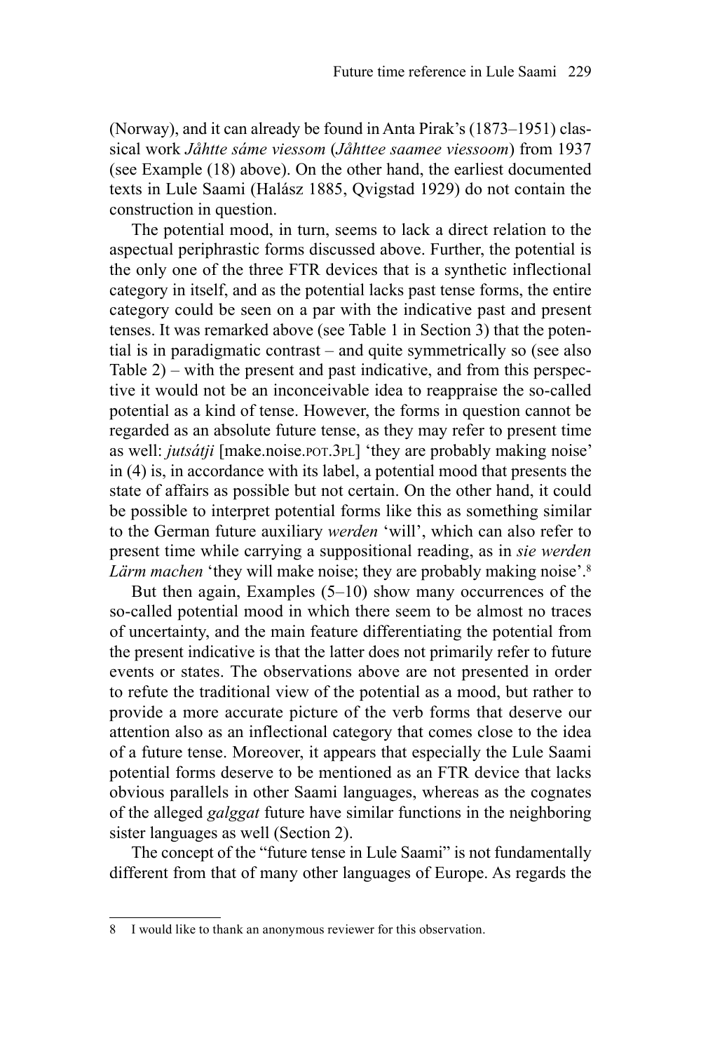(Norway), and it can already be found in Anta Pirak's (1873–1951) classical work *Jåhtte sáme viessom* (*Jåhttee saamee viessoom*) from 1937 (see Example (18) above). On the other hand, the earliest documented texts in Lule Saami (Halász 1885, Qvigstad 1929) do not contain the construction in question.

The potential mood, in turn, seems to lack a direct relation to the aspectual periphrastic forms discussed above. Further, the potential is the only one of the three FTR devices that is a synthetic inflectional category in itself, and as the potential lacks past tense forms, the entire category could be seen on a par with the indicative past and present tenses. It was remarked above (see Table 1 in Section 3) that the potential is in paradigmatic contrast – and quite symmetrically so (see also Table 2) – with the present and past indicative, and from this perspective it would not be an inconceivable idea to reappraise the so-called potential as a kind of tense. However, the forms in question cannot be regarded as an absolute future tense, as they may refer to present time as well: *jutsátji* [make.noise.POT.3PL] 'they are probably making noise' in (4) is, in accordance with its label, a potential mood that presents the state of affairs as possible but not certain. On the other hand, it could be possible to interpret potential forms like this as something similar to the German future auxiliary *werden* 'will', which can also refer to present time while carrying a suppositional reading, as in *sie werden Lärm machen* 'they will make noise; they are probably making noise'.[8]

But then again, Examples (5–10) show many occurrences of the so-called potential mood in which there seem to be almost no traces of uncertainty, and the main feature differentiating the potential from the present indicative is that the latter does not primarily refer to future events or states. The observations above are not presented in order to refute the traditional view of the potential as a mood, but rather to provide a more accurate picture of the verb forms that deserve our attention also as an inflectional category that comes close to the idea of a future tense. Moreover, it appears that especially the Lule Saami potential forms deserve to be mentioned as an FTR device that lacks obvious parallels in other Saami languages, whereas as the cognates of the alleged *galggat* future have similar functions in the neighboring sister languages as well (Section 2).

The concept of the "future tense in Lule Saami" is not fundamentally different from that of many other languages of Europe. As regards the

---

8 I would like to thank an anonymous reviewer for this observation.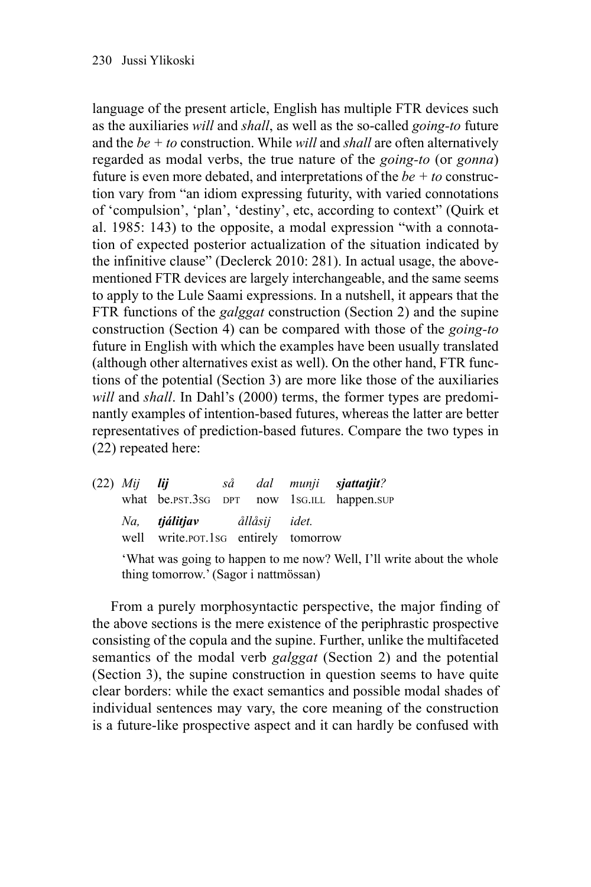language of the present article, English has multiple FTR devices such as the auxiliaries *will* and *shall*, as well as the so-called *going-to* future and the *be* + *to* construction. While *will* and *shall* are often alternatively regarded as modal verbs, the true nature of the *going-to* (or *gonna*) future is even more debated, and interpretations of the *be* + *to* construction vary from "an idiom expressing futurity, with varied connotations of 'compulsion', 'plan', 'destiny', etc, according to context" (Quirk et al. 1985: 143) to the opposite, a modal expression "with a connotation of expected posterior actualization of the situation indicated by the infinitive clause" (Declerck 2010: 281). In actual usage, the above-mentioned FTR devices are largely interchangeable, and the same seems to apply to the Lule Saami expressions. In a nutshell, it appears that the FTR functions of the *galggat* construction (Section 2) and the supine construction (Section 4) can be compared with those of the *going-to* future in English with which the examples have been usually translated (although other alternatives exist as well). On the other hand, FTR functions of the potential (Section 3) are more like those of the auxiliaries *will* and *shall*. In Dahl's (2000) terms, the former types are predominantly examples of intention-based futures, whereas the latter are better representatives of prediction-based futures. Compare the two types in (22) repeated here:

(22) *Mij* ***lij*** *så* *dal* *munji* ***sjattatjit****?*
what be.PST.3SG DPT now 1SG.ILL happen.SUP

*Na,* ***tjálitjav*** *ållåsij* *idet.*
well write.POT.1SG entirely tomorrow

'What was going to happen to me now? Well, I'll write about the whole thing tomorrow.' (Sagor i nattmössan)

From a purely morphosyntactic perspective, the major finding of the above sections is the mere existence of the periphrastic prospective consisting of the copula and the supine. Further, unlike the multifaceted semantics of the modal verb *galggat* (Section 2) and the potential (Section 3), the supine construction in question seems to have quite clear borders: while the exact semantics and possible modal shades of individual sentences may vary, the core meaning of the construction is a future-like prospective aspect and it can hardly be confused with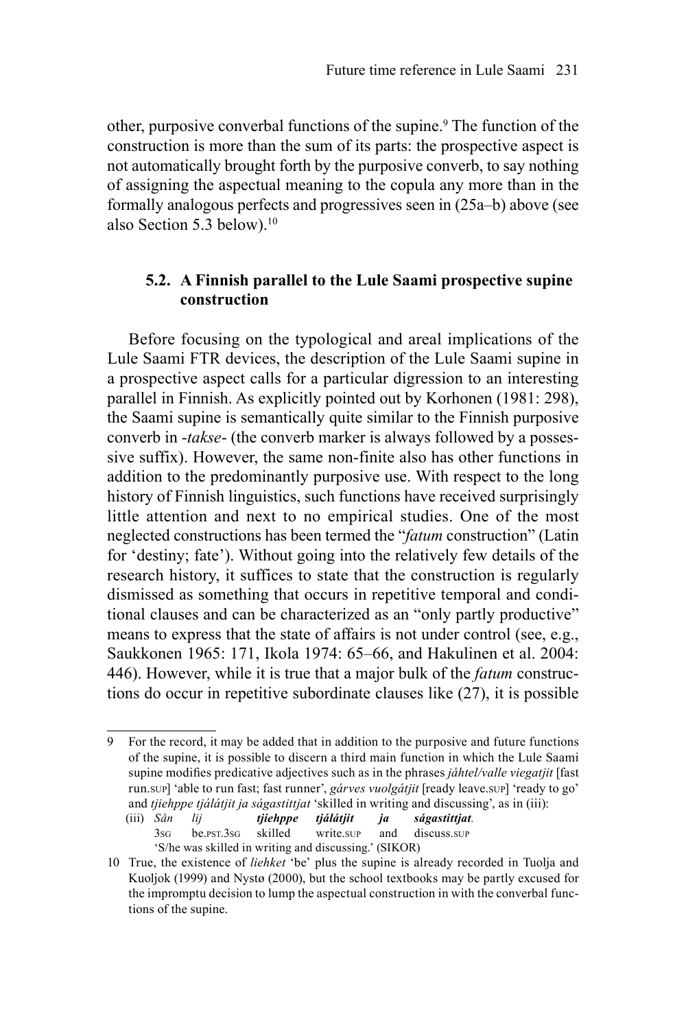other, purposive converbal functions of the supine.[9] The function of the construction is more than the sum of its parts: the prospective aspect is not automatically brought forth by the purposive converb, to say nothing of assigning the aspectual meaning to the copula any more than in the formally analogous perfects and progressives seen in (25a–b) above (see also Section 5.3 below).[10]

### 5.2. A Finnish parallel to the Lule Saami prospective supine construction

Before focusing on the typological and areal implications of the Lule Saami FTR devices, the description of the Lule Saami supine in a prospective aspect calls for a particular digression to an interesting parallel in Finnish. As explicitly pointed out by Korhonen (1981: 298), the Saami supine is semantically quite similar to the Finnish purposive converb in *-takse-* (the converb marker is always followed by a possessive suffix). However, the same non-finite also has other functions in addition to the predominantly purposive use. With respect to the long history of Finnish linguistics, such functions have received surprisingly little attention and next to no empirical studies. One of the most neglected constructions has been termed the "*fatum* construction" (Latin for 'destiny; fate'). Without going into the relatively few details of the research history, it suffices to state that the construction is regularly dismissed as something that occurs in repetitive temporal and conditional clauses and can be characterized as an "only partly productive" means to express that the state of affairs is not under control (see, e.g., Saukkonen 1965: 171, Ikola 1974: 65–66, and Hakulinen et al. 2004: 446). However, while it is true that a major bulk of the *fatum* constructions do occur in repetitive subordinate clauses like (27), it is possible

---

9 For the record, it may be added that in addition to the purposive and future functions of the supine, it is possible to discern a third main function in which the Lule Saami supine modifies predicative adjectives such as in the phrases *jåhtel/valle viegatjit* [fast run.SUP] 'able to run fast; fast runner', *gárves vuolgátjit* [ready leave.SUP] 'ready to go' and *tjiehppe tjálátjit ja ságastittjat* 'skilled in writing and discussing', as in (iii):

(iii) *Sån lij* ***tjiehppe tjálátjit ja ságastittjat****.*
3SG be.PST.3SG skilled write.SUP and discuss.SUP
'S/he was skilled in writing and discussing.' (SIKOR)

10 True, the existence of *liehket* 'be' plus the supine is already recorded in Tuolja and Kuoljok (1999) and Nystø (2000), but the school textbooks may be partly excused for the impromptu decision to lump the aspectual construction in with the converbal functions of the supine.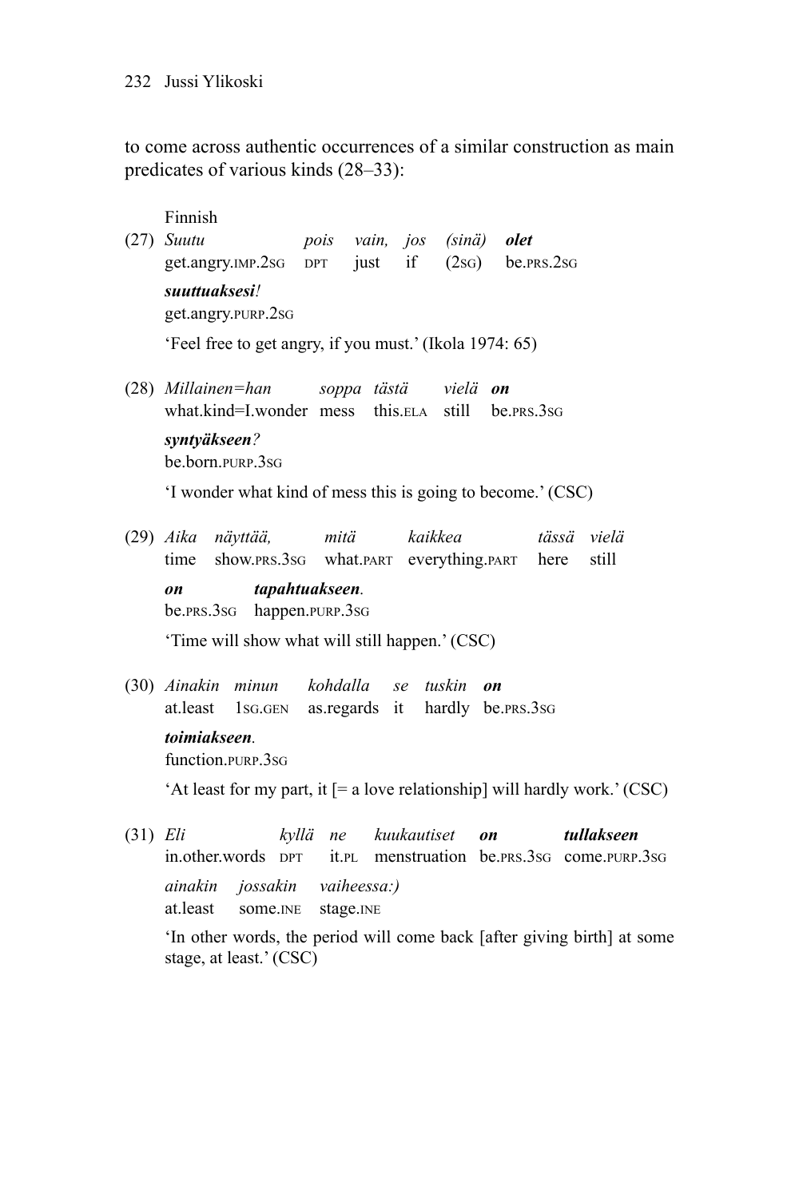to come across authentic occurrences of a similar construction as main predicates of various kinds (28–33):

Finnish

(27) *Suutu* *pois* *vain,* *jos* *(sinä)* ***olet***
get.angry.IMP.2SG DPT just if (2SG) be.PRS.2SG
***suuttuaksesi****!*
get.angry.PURP.2SG
'Feel free to get angry, if you must.' (Ikola 1974: 65)

(28) *Millainen=han* *soppa* *tästä* *vielä* ***on***
what.kind=I.wonder mess this.ELA still be.PRS.3SG
***syntyäkseen****?*
be.born.PURP.3SG
'I wonder what kind of mess this is going to become.' (CSC)

(29) *Aika* *näyttää,* *mitä* *kaikkea* *tässä* *vielä*
time show.PRS.3SG what.PART everything.PART here still
***on*** ***tapahtuakseen****.*
be.PRS.3SG happen.PURP.3SG
'Time will show what will still happen.' (CSC)

(30) *Ainakin* *minun* *kohdalla* *se* *tuskin* ***on***
at.least 1SG.GEN as.regards it hardly be.PRS.3SG
***toimiakseen****.*
function.PURP.3SG
'At least for my part, it [= a love relationship] will hardly work.' (CSC)

(31) *Eli* *kyllä* *ne* *kuukautiset* ***on*** ***tullakseen***
in.other.words DPT it.PL menstruation be.PRS.3SG come.PURP.3SG
*ainakin* *jossakin* *vaiheessa:)*
at.least some.INE stage.INE
'In other words, the period will come back [after giving birth] at some stage, at least.' (CSC)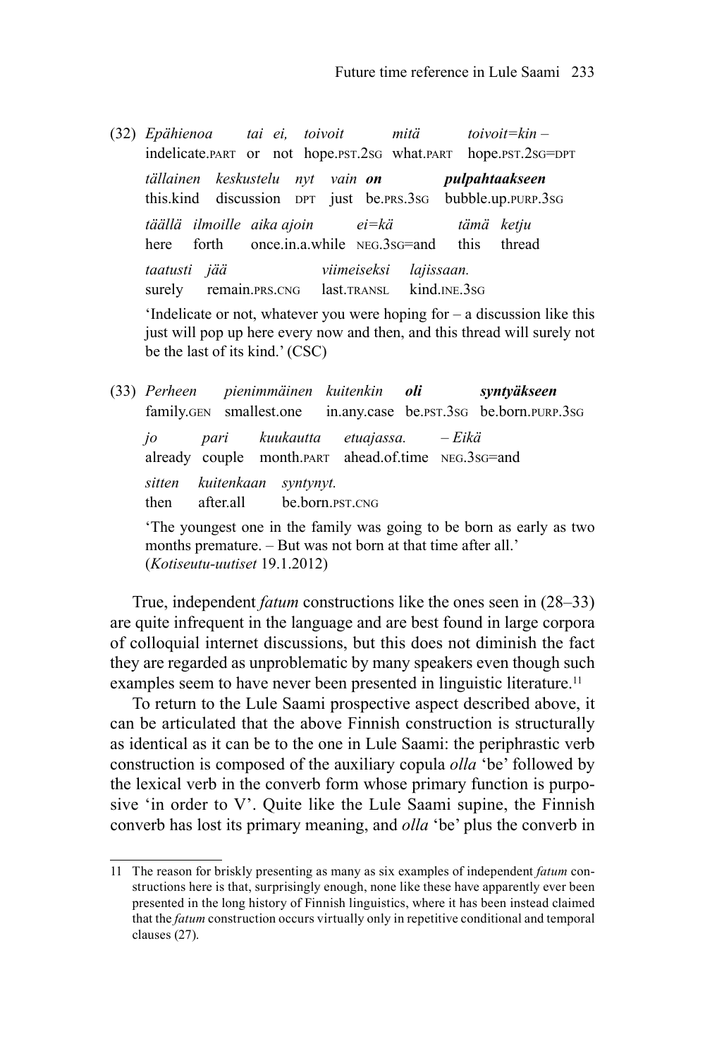(32) *Epähienoa tai ei, toivoit mitä toivoit=kin –*
indelicate.PART or not hope.PST.2SG what.PART hope.PST.2SG=DPT

*tällainen keskustelu nyt vain **on** **pulpahtaakseen***
this.kind discussion DPT just be.PRS.3SG bubble.up.PURP.3SG

*täällä ilmoille aika ajoin ei=kä tämä ketju*
here forth once.in.a.while NEG.3SG=and this thread

*taatusti jää viimeiseksi lajissaan.*
surely remain.PRS.CNG last.TRANSL kind.INE.3SG

'Indelicate or not, whatever you were hoping for – a discussion like this just will pop up here every now and then, and this thread will surely not be the last of its kind.' (CSC)

(33) *Perheen pienimmäinen kuitenkin **oli** **syntyäkseen***
family.GEN smallest.one in.any.case be.PST.3SG be.born.PURP.3SG

*jo pari kuukautta etuajassa. – Eikä*
already couple month.PART ahead.of.time NEG.3SG=and

*sitten kuitenkaan syntynyt.*
then after.all be.born.PST.CNG

'The youngest one in the family was going to be born as early as two months premature. – But was not born at that time after all.' (*Kotiseutu-uutiset* 19.1.2012)

True, independent *fatum* constructions like the ones seen in (28–33) are quite infrequent in the language and are best found in large corpora of colloquial internet discussions, but this does not diminish the fact they are regarded as unproblematic by many speakers even though such examples seem to have never been presented in linguistic literature.[11]

To return to the Lule Saami prospective aspect described above, it can be articulated that the above Finnish construction is structurally as identical as it can be to the one in Lule Saami: the periphrastic verb construction is composed of the auxiliary copula *olla* 'be' followed by the lexical verb in the converb form whose primary function is purposive 'in order to V'. Quite like the Lule Saami supine, the Finnish converb has lost its primary meaning, and *olla* 'be' plus the converb in

---

11 The reason for briskly presenting as many as six examples of independent *fatum* constructions here is that, surprisingly enough, none like these have apparently ever been presented in the long history of Finnish linguistics, where it has been instead claimed that the *fatum* construction occurs virtually only in repetitive conditional and temporal clauses (27).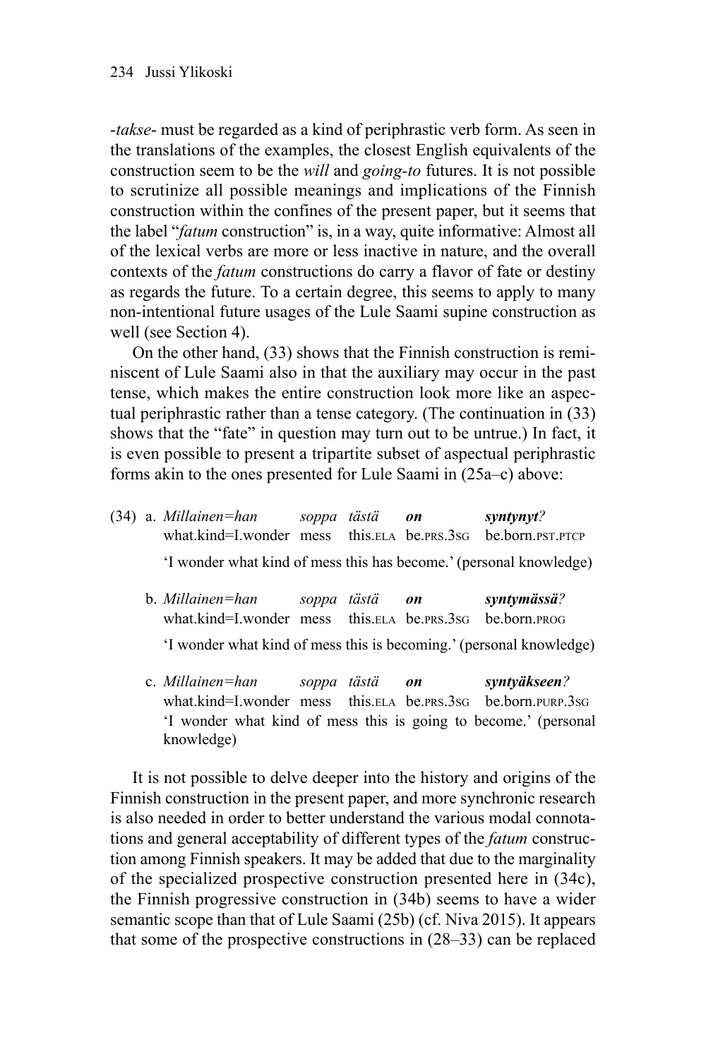-*takse*- must be regarded as a kind of periphrastic verb form. As seen in the translations of the examples, the closest English equivalents of the construction seem to be the *will* and *going-to* futures. It is not possible to scrutinize all possible meanings and implications of the Finnish construction within the confines of the present paper, but it seems that the label "*fatum* construction" is, in a way, quite informative: Almost all of the lexical verbs are more or less inactive in nature, and the overall contexts of the *fatum* constructions do carry a flavor of fate or destiny as regards the future. To a certain degree, this seems to apply to many non-intentional future usages of the Lule Saami supine construction as well (see Section 4).

On the other hand, (33) shows that the Finnish construction is reminiscent of Lule Saami also in that the auxiliary may occur in the past tense, which makes the entire construction look more like an aspectual periphrastic rather than a tense category. (The continuation in (33) shows that the "fate" in question may turn out to be untrue.) In fact, it is even possible to present a tripartite subset of aspectual periphrastic forms akin to the ones presented for Lule Saami in (25a–c) above:

(34) a. *Millainen=han* *soppa* *tästä* ***on*** ***syntynyt****?*
what.kind=I.wonder mess this.ELA be.PRS.3SG be.born.PST.PTCP
'I wonder what kind of mess this has become.' (personal knowledge)

b. *Millainen=han* *soppa* *tästä* ***on*** ***syntymässä****?*
what.kind=I.wonder mess this.ELA be.PRS.3SG be.born.PROG
'I wonder what kind of mess this is becoming.' (personal knowledge)

c. *Millainen=han* *soppa* *tästä* ***on*** ***syntyäkseen****?*
what.kind=I.wonder mess this.ELA be.PRS.3SG be.born.PURP.3SG
'I wonder what kind of mess this is going to become.' (personal knowledge)

It is not possible to delve deeper into the history and origins of the Finnish construction in the present paper, and more synchronic research is also needed in order to better understand the various modal connotations and general acceptability of different types of the *fatum* construction among Finnish speakers. It may be added that due to the marginality of the specialized prospective construction presented here in (34c), the Finnish progressive construction in (34b) seems to have a wider semantic scope than that of Lule Saami (25b) (cf. Niva 2015). It appears that some of the prospective constructions in (28–33) can be replaced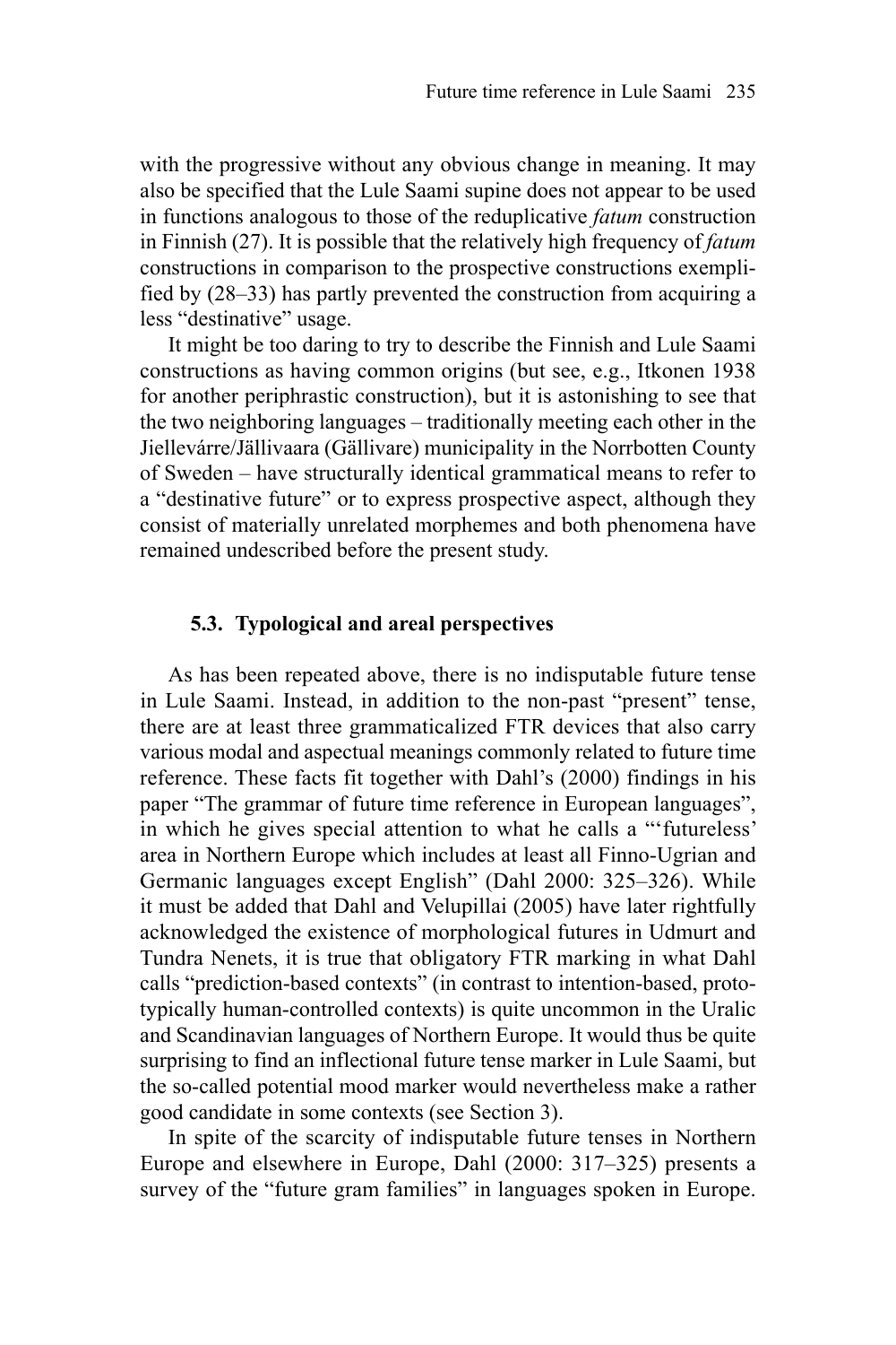with the progressive without any obvious change in meaning. It may also be specified that the Lule Saami supine does not appear to be used in functions analogous to those of the reduplicative *fatum* construction in Finnish (27). It is possible that the relatively high frequency of *fatum* constructions in comparison to the prospective constructions exemplified by (28–33) has partly prevented the construction from acquiring a less "destinative" usage.

It might be too daring to try to describe the Finnish and Lule Saami constructions as having common origins (but see, e.g., Itkonen 1938 for another periphrastic construction), but it is astonishing to see that the two neighboring languages – traditionally meeting each other in the Jiellevárre/Jällivaara (Gällivare) municipality in the Norrbotten County of Sweden – have structurally identical grammatical means to refer to a "destinative future" or to express prospective aspect, although they consist of materially unrelated morphemes and both phenomena have remained undescribed before the present study.

### 5.3. Typological and areal perspectives

As has been repeated above, there is no indisputable future tense in Lule Saami. Instead, in addition to the non-past "present" tense, there are at least three grammaticalized FTR devices that also carry various modal and aspectual meanings commonly related to future time reference. These facts fit together with Dahl's (2000) findings in his paper "The grammar of future time reference in European languages", in which he gives special attention to what he calls a "'futureless' area in Northern Europe which includes at least all Finno-Ugrian and Germanic languages except English" (Dahl 2000: 325–326). While it must be added that Dahl and Velupillai (2005) have later rightfully acknowledged the existence of morphological futures in Udmurt and Tundra Nenets, it is true that obligatory FTR marking in what Dahl calls "prediction-based contexts" (in contrast to intention-based, prototypically human-controlled contexts) is quite uncommon in the Uralic and Scandinavian languages of Northern Europe. It would thus be quite surprising to find an inflectional future tense marker in Lule Saami, but the so-called potential mood marker would nevertheless make a rather good candidate in some contexts (see Section 3).

In spite of the scarcity of indisputable future tenses in Northern Europe and elsewhere in Europe, Dahl (2000: 317–325) presents a survey of the "future gram families" in languages spoken in Europe.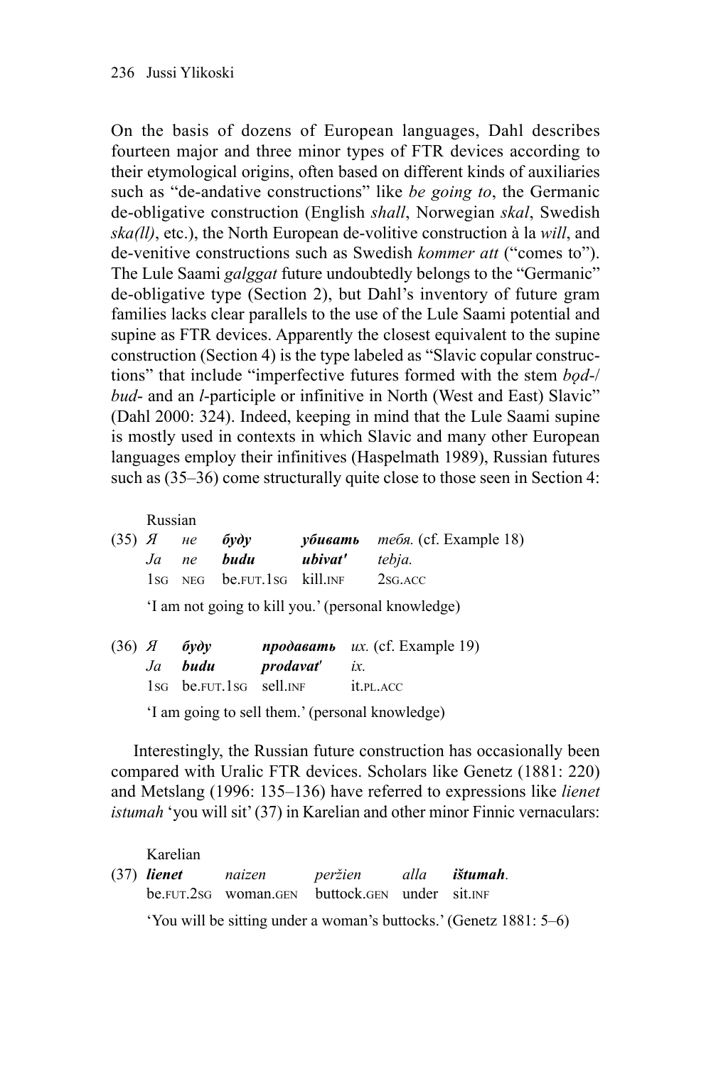On the basis of dozens of European languages, Dahl describes fourteen major and three minor types of FTR devices according to their etymological origins, often based on different kinds of auxiliaries such as "de-andative constructions" like *be going to*, the Germanic de-obligative construction (English *shall*, Norwegian *skal*, Swedish *ska(ll)*, etc.), the North European de-volitive construction à la *will*, and de-venitive constructions such as Swedish *kommer att* ("comes to"). The Lule Saami *galggat* future undoubtedly belongs to the "Germanic" de-obligative type (Section 2), but Dahl's inventory of future gram families lacks clear parallels to the use of the Lule Saami potential and supine as FTR devices. Apparently the closest equivalent to the supine construction (Section 4) is the type labeled as "Slavic copular constructions" that include "imperfective futures formed with the stem *bǫd-*/*bud-* and an *l*-participle or infinitive in North (West and East) Slavic" (Dahl 2000: 324). Indeed, keeping in mind that the Lule Saami supine is mostly used in contexts in which Slavic and many other European languages employ their infinitives (Haspelmath 1989), Russian futures such as (35–36) come structurally quite close to those seen in Section 4:

Russian

(35) *Я* *не* ***буду*** ***убивать*** *тебя.* (cf. Example 18)
*Ja* *ne* ***budu*** ***ubivat'*** *tebja.*
1SG NEG be.FUT.1SG kill.INF 2SG.ACC

'I am not going to kill you.' (personal knowledge)

(36) *Я* ***буду*** ***продавать*** *их.* (cf. Example 19)
*Ja* ***budu*** ***prodavat'*** *ix.*
1SG be.FUT.1SG sell.INF it.PL.ACC

'I am going to sell them.' (personal knowledge)

Interestingly, the Russian future construction has occasionally been compared with Uralic FTR devices. Scholars like Genetz (1881: 220) and Metslang (1996: 135–136) have referred to expressions like *lienet istumah* 'you will sit' (37) in Karelian and other minor Finnic vernaculars:

Karelian

(37) ***lienet*** *naizen* *peržien* *alla* ***ištumah.***
be.FUT.2SG woman.GEN buttock.GEN under sit.INF

'You will be sitting under a woman's buttocks.' (Genetz 1881: 5–6)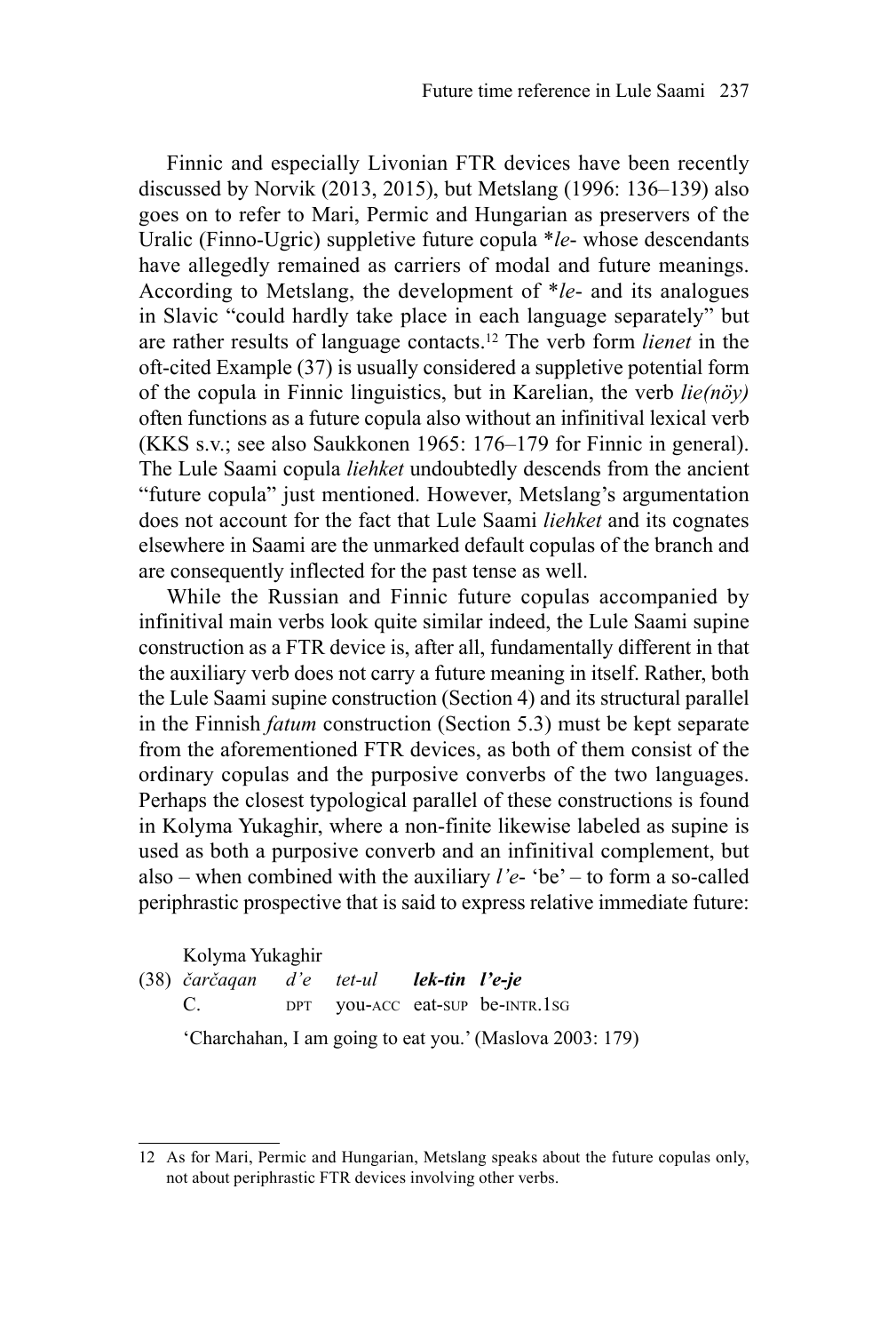Finnic and especially Livonian FTR devices have been recently discussed by Norvik (2013, 2015), but Metslang (1996: 136–139) also goes on to refer to Mari, Permic and Hungarian as preservers of the Uralic (Finno-Ugric) suppletive future copula *\*le-* whose descendants have allegedly remained as carriers of modal and future meanings. According to Metslang, the development of *\*le-* and its analogues in Slavic "could hardly take place in each language separately" but are rather results of language contacts.[12] The verb form *lienet* in the oft-cited Example (37) is usually considered a suppletive potential form of the copula in Finnic linguistics, but in Karelian, the verb *lie(nöy)* often functions as a future copula also without an infinitival lexical verb (KKS s.v.; see also Saukkonen 1965: 176–179 for Finnic in general). The Lule Saami copula *liehket* undoubtedly descends from the ancient "future copula" just mentioned. However, Metslang's argumentation does not account for the fact that Lule Saami *liehket* and its cognates elsewhere in Saami are the unmarked default copulas of the branch and are consequently inflected for the past tense as well.

While the Russian and Finnic future copulas accompanied by infinitival main verbs look quite similar indeed, the Lule Saami supine construction as a FTR device is, after all, fundamentally different in that the auxiliary verb does not carry a future meaning in itself. Rather, both the Lule Saami supine construction (Section 4) and its structural parallel in the Finnish *fatum* construction (Section 5.3) must be kept separate from the aforementioned FTR devices, as both of them consist of the ordinary copulas and the purposive converbs of the two languages. Perhaps the closest typological parallel of these constructions is found in Kolyma Yukaghir, where a non-finite likewise labeled as supine is used as both a purposive converb and an infinitival complement, but also – when combined with the auxiliary *l'e-* 'be' – to form a so-called periphrastic prospective that is said to express relative immediate future:

Kolyma Yukaghir

(38) *čarčaqan* *d'e* *tet-ul* ***lek-tin*** ***l'e-je***
C. DPT you-ACC eat-SUP be-INTR.1SG

'Charchahan, I am going to eat you.' (Maslova 2003: 179)

---

12 As for Mari, Permic and Hungarian, Metslang speaks about the future copulas only, not about periphrastic FTR devices involving other verbs.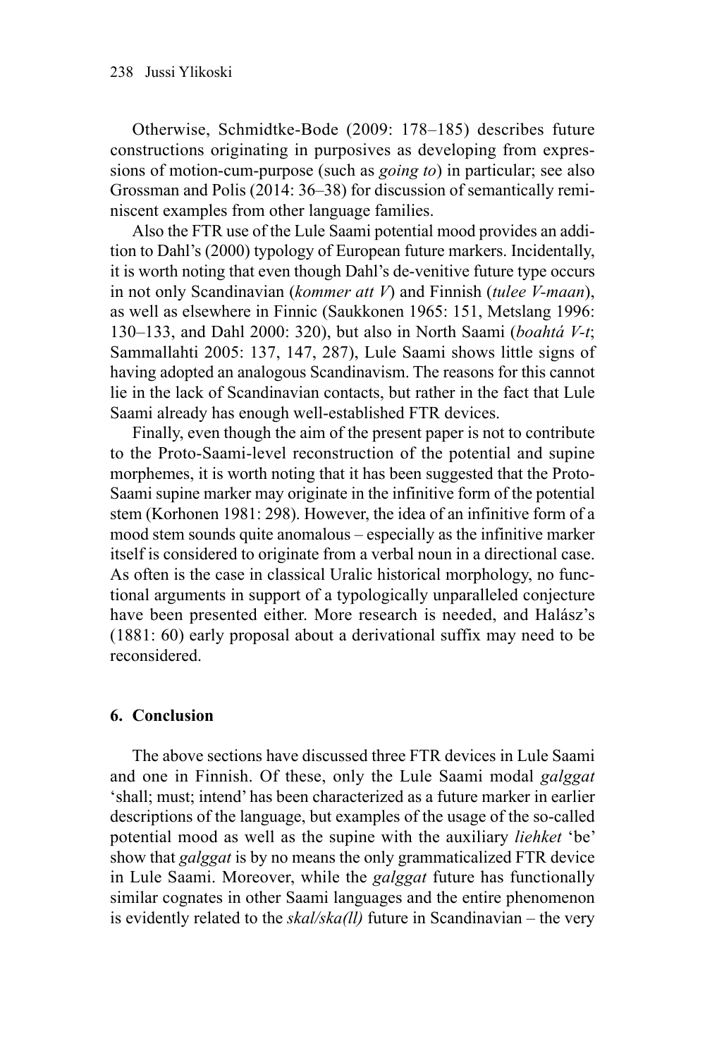Otherwise, Schmidtke-Bode (2009: 178–185) describes future constructions originating in purposives as developing from expressions of motion-cum-purpose (such as *going to*) in particular; see also Grossman and Polis (2014: 36–38) for discussion of semantically reminiscent examples from other language families.

Also the FTR use of the Lule Saami potential mood provides an addition to Dahl's (2000) typology of European future markers. Incidentally, it is worth noting that even though Dahl's de-venitive future type occurs in not only Scandinavian (*kommer att V*) and Finnish (*tulee V-maan*), as well as elsewhere in Finnic (Saukkonen 1965: 151, Metslang 1996: 130–133, and Dahl 2000: 320), but also in North Saami (*boahtá V-t*; Sammallahti 2005: 137, 147, 287), Lule Saami shows little signs of having adopted an analogous Scandinavism. The reasons for this cannot lie in the lack of Scandinavian contacts, but rather in the fact that Lule Saami already has enough well-established FTR devices.

Finally, even though the aim of the present paper is not to contribute to the Proto-Saami-level reconstruction of the potential and supine morphemes, it is worth noting that it has been suggested that the Proto-Saami supine marker may originate in the infinitive form of the potential stem (Korhonen 1981: 298). However, the idea of an infinitive form of a mood stem sounds quite anomalous – especially as the infinitive marker itself is considered to originate from a verbal noun in a directional case. As often is the case in classical Uralic historical morphology, no functional arguments in support of a typologically unparalleled conjecture have been presented either. More research is needed, and Halász's (1881: 60) early proposal about a derivational suffix may need to be reconsidered.

## 6. Conclusion

The above sections have discussed three FTR devices in Lule Saami and one in Finnish. Of these, only the Lule Saami modal *galggat* 'shall; must; intend' has been characterized as a future marker in earlier descriptions of the language, but examples of the usage of the so-called potential mood as well as the supine with the auxiliary *liehket* 'be' show that *galggat* is by no means the only grammaticalized FTR device in Lule Saami. Moreover, while the *galggat* future has functionally similar cognates in other Saami languages and the entire phenomenon is evidently related to the *skal/ska(ll)* future in Scandinavian – the very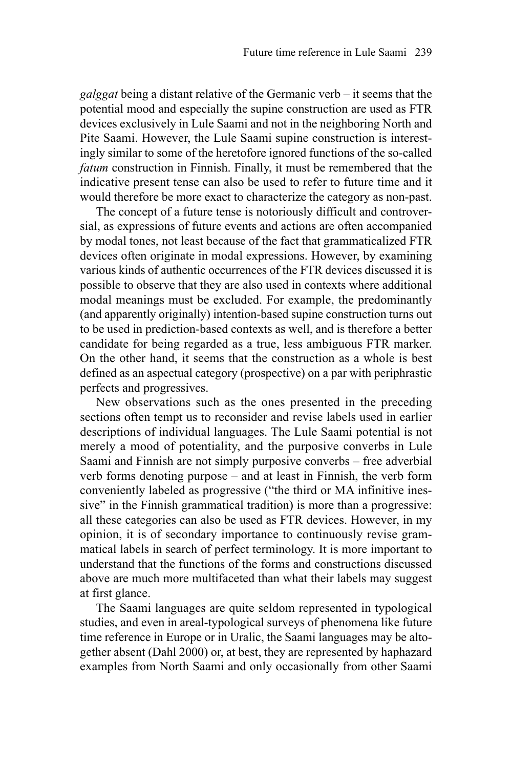*galggat* being a distant relative of the Germanic verb – it seems that the potential mood and especially the supine construction are used as FTR devices exclusively in Lule Saami and not in the neighboring North and Pite Saami. However, the Lule Saami supine construction is interestingly similar to some of the heretofore ignored functions of the so-called *fatum* construction in Finnish. Finally, it must be remembered that the indicative present tense can also be used to refer to future time and it would therefore be more exact to characterize the category as non-past.

The concept of a future tense is notoriously difficult and controversial, as expressions of future events and actions are often accompanied by modal tones, not least because of the fact that grammaticalized FTR devices often originate in modal expressions. However, by examining various kinds of authentic occurrences of the FTR devices discussed it is possible to observe that they are also used in contexts where additional modal meanings must be excluded. For example, the predominantly (and apparently originally) intention-based supine construction turns out to be used in prediction-based contexts as well, and is therefore a better candidate for being regarded as a true, less ambiguous FTR marker. On the other hand, it seems that the construction as a whole is best defined as an aspectual category (prospective) on a par with periphrastic perfects and progressives.

New observations such as the ones presented in the preceding sections often tempt us to reconsider and revise labels used in earlier descriptions of individual languages. The Lule Saami potential is not merely a mood of potentiality, and the purposive converbs in Lule Saami and Finnish are not simply purposive converbs – free adverbial verb forms denoting purpose – and at least in Finnish, the verb form conveniently labeled as progressive ("the third or MA infinitive inessive" in the Finnish grammatical tradition) is more than a progressive: all these categories can also be used as FTR devices. However, in my opinion, it is of secondary importance to continuously revise grammatical labels in search of perfect terminology. It is more important to understand that the functions of the forms and constructions discussed above are much more multifaceted than what their labels may suggest at first glance.

The Saami languages are quite seldom represented in typological studies, and even in areal-typological surveys of phenomena like future time reference in Europe or in Uralic, the Saami languages may be altogether absent (Dahl 2000) or, at best, they are represented by haphazard examples from North Saami and only occasionally from other Saami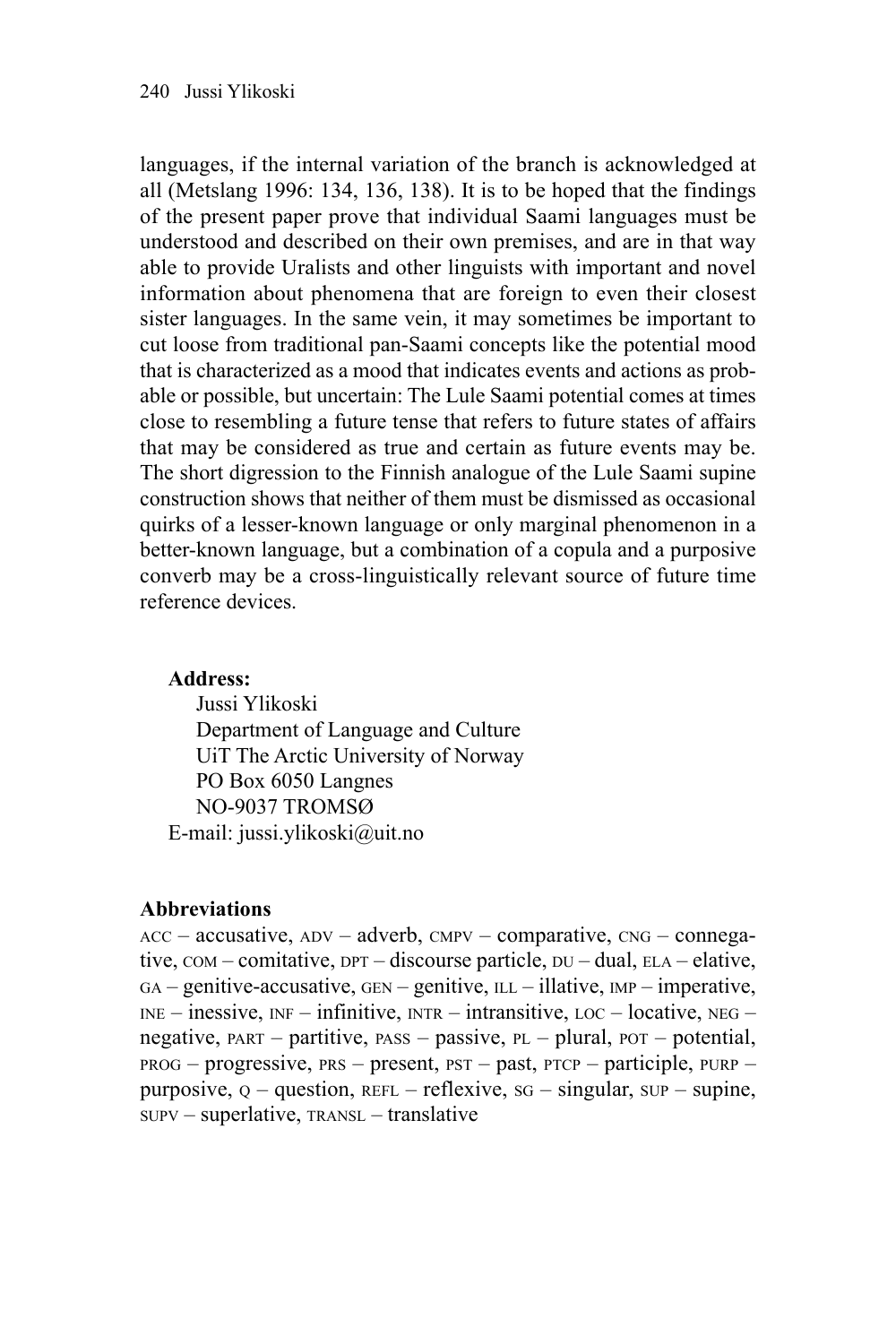languages, if the internal variation of the branch is acknowledged at all (Metslang 1996: 134, 136, 138). It is to be hoped that the findings of the present paper prove that individual Saami languages must be understood and described on their own premises, and are in that way able to provide Uralists and other linguists with important and novel information about phenomena that are foreign to even their closest sister languages. In the same vein, it may sometimes be important to cut loose from traditional pan-Saami concepts like the potential mood that is characterized as a mood that indicates events and actions as probable or possible, but uncertain: The Lule Saami potential comes at times close to resembling a future tense that refers to future states of affairs that may be considered as true and certain as future events may be. The short digression to the Finnish analogue of the Lule Saami supine construction shows that neither of them must be dismissed as occasional quirks of a lesser-known language or only marginal phenomenon in a better-known language, but a combination of a copula and a purposive converb may be a cross-linguistically relevant source of future time reference devices.

**Address:**
Jussi Ylikoski
Department of Language and Culture
UiT The Arctic University of Norway
PO Box 6050 Langnes
NO-9037 TROMSØ
E-mail: jussi.ylikoski@uit.no

**Abbreviations**

ACC – accusative, ADV – adverb, CMPV – comparative, CNG – connegative, COM – comitative, DPT – discourse particle, DU – dual, ELA – elative, GA – genitive-accusative, GEN – genitive, ILL – illative, IMP – imperative, INE – inessive, INF – infinitive, INTR – intransitive, LOC – locative, NEG – negative, PART – partitive, PASS – passive, PL – plural, POT – potential, PROG – progressive, PRS – present, PST – past, PTCP – participle, PURP – purposive, Q – question, REFL – reflexive, SG – singular, SUP – supine, SUPV – superlative, TRANSL – translative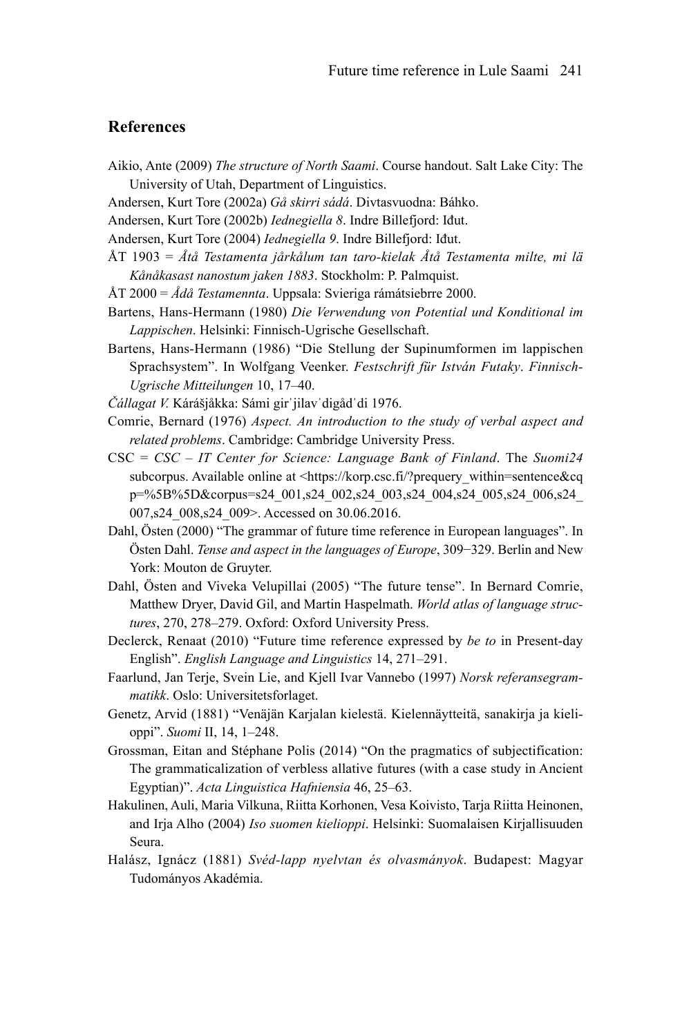## References

Aikio, Ante (2009) *The structure of North Saami*. Course handout. Salt Lake City: The University of Utah, Department of Linguistics.

Andersen, Kurt Tore (2002a) *Gå skirri sádá*. Divtasvuodna: Báhko.

Andersen, Kurt Tore (2002b) *Iednegiella 8*. Indre Billefjord: Iđut.

Andersen, Kurt Tore (2004) *Iednegiella 9*. Indre Billefjord: Iđut.

ÅT 1903 = *Åtå Testamenta jårkålum tan taro-kielak Åtå Testamenta milte, mi lä Kånåkasast nanostum jaken 1883*. Stockholm: P. Palmquist.

ÅT 2000 = *Ådå Testamennta*. Uppsala: Svieriga rámátsiebrre 2000.

Bartens, Hans-Hermann (1980) *Die Verwendung von Potential und Konditional im Lappischen*. Helsinki: Finnisch-Ugrische Gesellschaft.

Bartens, Hans-Hermann (1986) "Die Stellung der Supinumformen im lappischen Sprachsystem". In Wolfgang Veenker. *Festschrift für István Futaky*. *Finnisch-Ugrische Mitteilungen* 10, 17–40.

*Čállagat V.* Kárášjåkka: Sámi girˈjilavˈdigådˈdi 1976.

Comrie, Bernard (1976) *Aspect. An introduction to the study of verbal aspect and related problems*. Cambridge: Cambridge University Press.

CSC = *CSC – IT Center for Science: Language Bank of Finland*. The *Suomi24* subcorpus. Available online at <https://korp.csc.fi/?prequery_within=sentence&cqp=%5B%5D&corpus=s24_001,s24_002,s24_003,s24_004,s24_005,s24_006,s24_007,s24_008,s24_009>. Accessed on 30.06.2016.

Dahl, Östen (2000) "The grammar of future time reference in European languages". In Östen Dahl. *Tense and aspect in the languages of Europe*, 309−329. Berlin and New York: Mouton de Gruyter.

Dahl, Östen and Viveka Velupillai (2005) "The future tense". In Bernard Comrie, Matthew Dryer, David Gil, and Martin Haspelmath. *World atlas of language structures*, 270, 278–279. Oxford: Oxford University Press.

Declerck, Renaat (2010) "Future time reference expressed by *be to* in Present-day English". *English Language and Linguistics* 14, 271–291.

Faarlund, Jan Terje, Svein Lie, and Kjell Ivar Vannebo (1997) *Norsk referansegrammatikk*. Oslo: Universitetsforlaget.

Genetz, Arvid (1881) "Venäjän Karjalan kielestä. Kielennäytteitä, sanakirja ja kielioppi". *Suomi* II, 14, 1–248.

Grossman, Eitan and Stéphane Polis (2014) "On the pragmatics of subjectification: The grammaticalization of verbless allative futures (with a case study in Ancient Egyptian)". *Acta Linguistica Hafniensia* 46, 25–63.

Hakulinen, Auli, Maria Vilkuna, Riitta Korhonen, Vesa Koivisto, Tarja Riitta Heinonen, and Irja Alho (2004) *Iso suomen kielioppi*. Helsinki: Suomalaisen Kirjallisuuden Seura.

Halász, Ignácz (1881) *Svéd-lapp nyelvtan és olvasmányok*. Budapest: Magyar Tudományos Akadémia.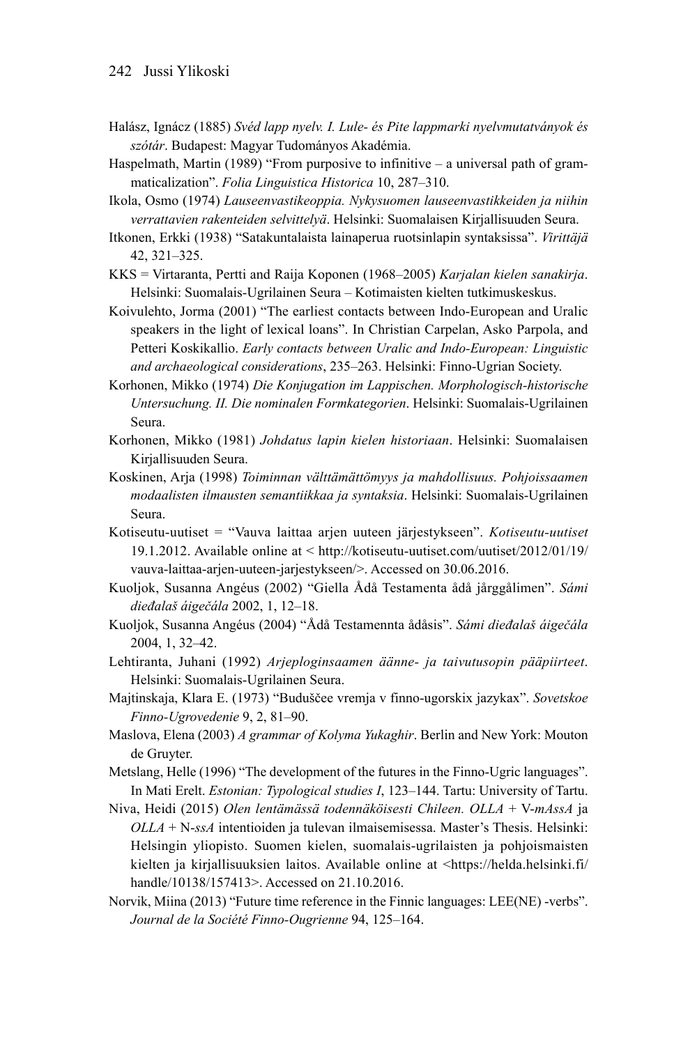Halász, Ignácz (1885) *Svéd lapp nyelv. I. Lule- és Pite lappmarki nyelvmutatványok és szótár*. Budapest: Magyar Tudományos Akadémia.

Haspelmath, Martin (1989) "From purposive to infinitive – a universal path of grammaticalization". *Folia Linguistica Historica* 10, 287–310.

Ikola, Osmo (1974) *Lauseenvastikeoppia. Nykysuomen lauseenvastikkeiden ja niihin verrattavien rakenteiden selvittelyä*. Helsinki: Suomalaisen Kirjallisuuden Seura.

Itkonen, Erkki (1938) "Satakuntalaista lainaperua ruotsinlapin syntaksissa". *Virittäjä* 42, 321–325.

KKS = Virtaranta, Pertti and Raija Koponen (1968–2005) *Karjalan kielen sanakirja*. Helsinki: Suomalais-Ugrilainen Seura – Kotimaisten kielten tutkimuskeskus.

Koivulehto, Jorma (2001) "The earliest contacts between Indo-European and Uralic speakers in the light of lexical loans". In Christian Carpelan, Asko Parpola, and Petteri Koskikallio. *Early contacts between Uralic and Indo-European: Linguistic and archaeological considerations*, 235–263. Helsinki: Finno-Ugrian Society.

Korhonen, Mikko (1974) *Die Konjugation im Lappischen. Morphologisch-historische Untersuchung. II. Die nominalen Formkategorien*. Helsinki: Suomalais-Ugrilainen Seura.

Korhonen, Mikko (1981) *Johdatus lapin kielen historiaan*. Helsinki: Suomalaisen Kirjallisuuden Seura.

Koskinen, Arja (1998) *Toiminnan välttämättömyys ja mahdollisuus. Pohjoissaamen modaalisten ilmausten semantiikkaa ja syntaksia*. Helsinki: Suomalais-Ugrilainen Seura.

Kotiseutu-uutiset = "Vauva laittaa arjen uuteen järjestykseen". *Kotiseutu-uutiset* 19.1.2012. Available online at < http://kotiseutu-uutiset.com/uutiset/2012/01/19/vauva-laittaa-arjen-uuteen-jarjestykseen/>. Accessed on 30.06.2016.

Kuoljok, Susanna Angéus (2002) "Giella Ådå Testamenta ådå jårggålimen". *Sámi dieđalaš áigečála* 2002, 1, 12–18.

Kuoljok, Susanna Angéus (2004) "Ådå Testamennta ådåsis". *Sámi dieđalaš áigečála* 2004, 1, 32–42.

Lehtiranta, Juhani (1992) *Arjeploginsaamen äänne- ja taivutusopin pääpiirteet*. Helsinki: Suomalais-Ugrilainen Seura.

Majtinskaja, Klara E. (1973) "Buduščee vremja v finno-ugorskix jazykax". *Sovetskoe Finno-Ugrovedenie* 9, 2, 81–90.

Maslova, Elena (2003) *A grammar of Kolyma Yukaghir*. Berlin and New York: Mouton de Gruyter.

Metslang, Helle (1996) "The development of the futures in the Finno-Ugric languages". In Mati Erelt. *Estonian: Typological studies I*, 123–144. Tartu: University of Tartu.

Niva, Heidi (2015) *Olen lentämässä todennäköisesti Chileen. OLLA* + V-*mAssA* ja *OLLA* + N-*ssA* intentioiden ja tulevan ilmaisemisessa. Master's Thesis. Helsinki: Helsingin yliopisto. Suomen kielen, suomalais-ugrilaisten ja pohjoismaisten kielten ja kirjallisuuksien laitos. Available online at <https://helda.helsinki.fi/handle/10138/157413>. Accessed on 21.10.2016.

Norvik, Miina (2013) "Future time reference in the Finnic languages: LEE(NE) -verbs". *Journal de la Société Finno-Ougrienne* 94, 125–164.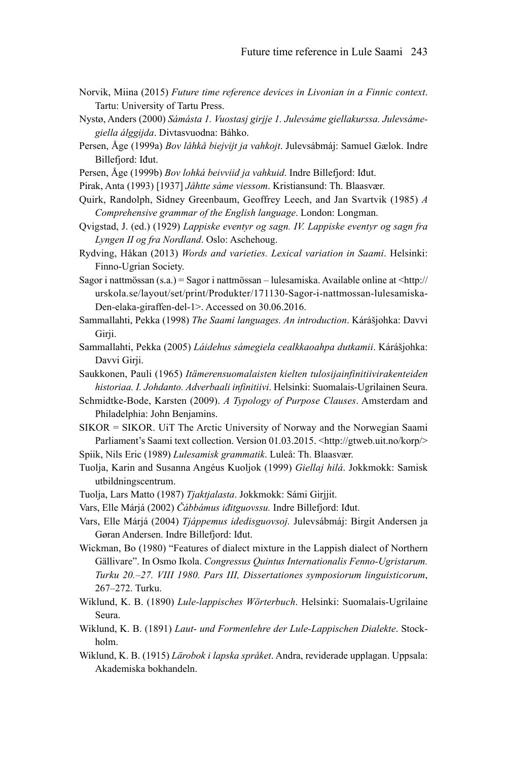Norvik, Miina (2015) *Future time reference devices in Livonian in a Finnic context*. Tartu: University of Tartu Press.

Nystø, Anders (2000) *Sámásta 1. Vuostasj girjje 1. Julevsáme giellakurssa. Julevsámegiella álggijda*. Divtasvuodna: Báhko.

Persen, Åge (1999a) *Bov låhkå biejvijt ja vahkojt*. Julevsábmáj: Samuel Gælok. Indre Billefjord: Iđut.

Persen, Åge (1999b) *Bov lohká beivviid ja vahkuid*. Indre Billefjord: Iđut.

Pirak, Anta (1993) [1937] *Jåhtte sáme viessom*. Kristiansund: Th. Blaasvær.

Quirk, Randolph, Sidney Greenbaum, Geoffrey Leech, and Jan Svartvik (1985) *A Comprehensive grammar of the English language*. London: Longman.

Qvigstad, J. (ed.) (1929) *Lappiske eventyr og sagn. IV. Lappiske eventyr og sagn fra Lyngen II og fra Nordland*. Oslo: Aschehoug.

Rydving, Håkan (2013) *Words and varieties. Lexical variation in Saami*. Helsinki: Finno-Ugrian Society.

Sagor i nattmössan (s.a.) = Sagor i nattmössan – lulesamiska. Available online at <http://urskola.se/layout/set/print/Produkter/171130-Sagor-i-nattmossan-lulesamiska-Den-elaka-giraffen-del-1>. Accessed on 30.06.2016.

Sammallahti, Pekka (1998) *The Saami languages. An introduction*. Kárášjohka: Davvi Girji.

Sammallahti, Pekka (2005) *Láidehus sámegiela cealkkaoahpa dutkamii*. Kárášjohka: Davvi Girji.

Saukkonen, Pauli (1965) *Itämerensuomalaisten kielten tulosijainfinitiivirakenteiden historiaa. I. Johdanto. Adverbaali infinitiivi*. Helsinki: Suomalais-Ugrilainen Seura.

Schmidtke-Bode, Karsten (2009). *A Typology of Purpose Clauses*. Amsterdam and Philadelphia: John Benjamins.

SIKOR = SIKOR. UiT The Arctic University of Norway and the Norwegian Saami Parliament's Saami text collection. Version 01.03.2015. <http://gtweb.uit.no/korp/>

Spiik, Nils Eric (1989) *Lulesamisk grammatik*. Luleå: Th. Blaasvær.

Tuolja, Karin and Susanna Angéus Kuoljok (1999) *Giellaj hilá*. Jokkmokk: Samisk utbildningscentrum.

Tuolja, Lars Matto (1987) *Tjaktjalasta*. Jokkmokk: Sámi Girjjit.

Vars, Elle Márjá (2002) *Čábbámus iđitguovssu.* Indre Billefjord: Iđut.

Vars, Elle Márjá (2004) *Tjáppemus idedisguovsoj.* Julevsábmáj: Birgit Andersen ja Gøran Andersen. Indre Billefjord: Iđut.

Wickman, Bo (1980) "Features of dialect mixture in the Lappish dialect of Northern Gällivare". In Osmo Ikola. *Congressus Quintus Internationalis Fenno-Ugristarum. Turku 20.–27. VIII 1980. Pars III, Dissertationes symposiorum linguisticorum*, 267–272. Turku.

Wiklund, K. B. (1890) *Lule-lappisches Wörterbuch*. Helsinki: Suomalais-Ugrilaine Seura.

Wiklund, K. B. (1891) *Laut- und Formenlehre der Lule-Lappischen Dialekte*. Stockholm.

Wiklund, K. B. (1915) *Lärobok i lapska språket*. Andra, reviderade upplagan. Uppsala: Akademiska bokhandeln.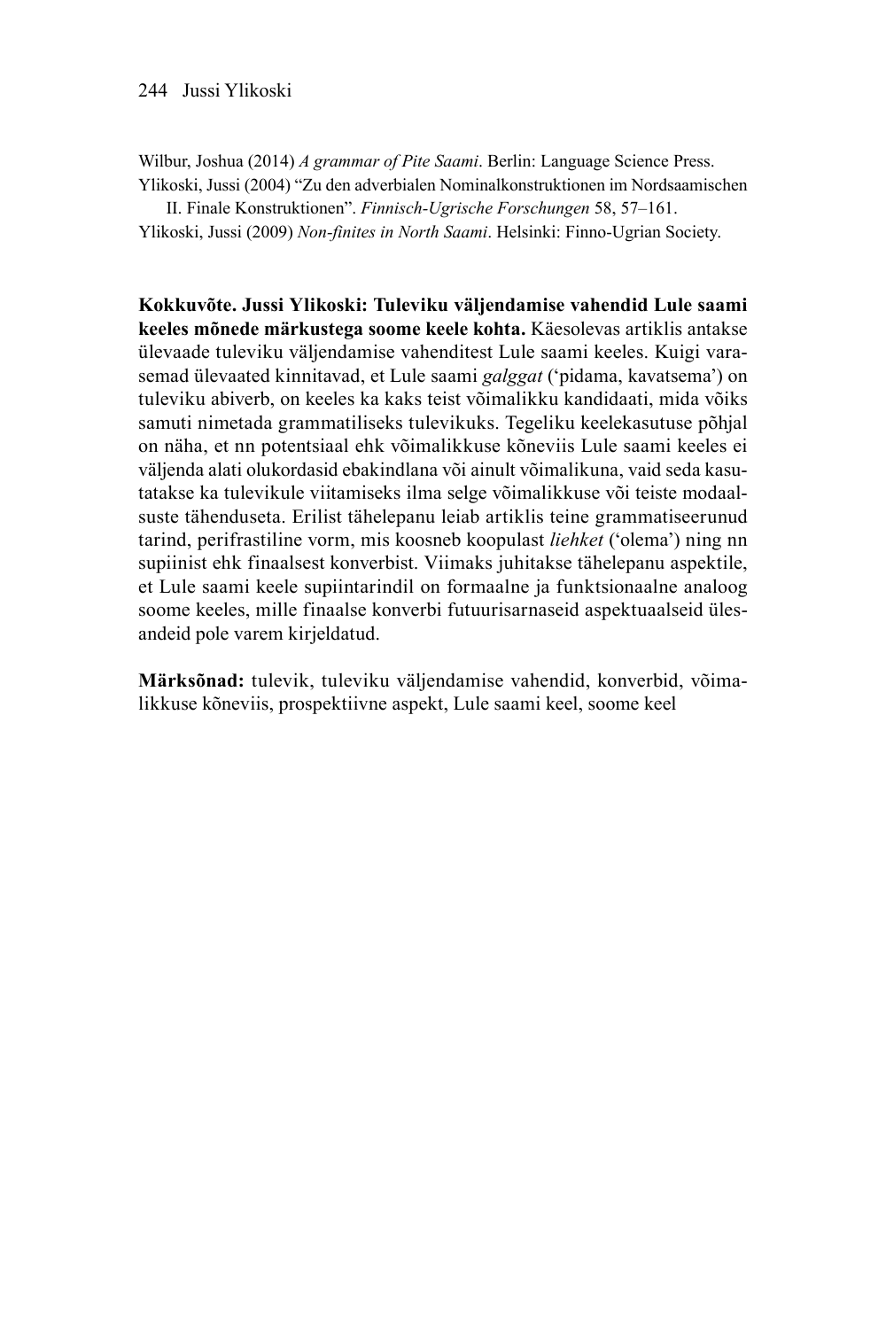Wilbur, Joshua (2014) *A grammar of Pite Saami*. Berlin: Language Science Press.

Ylikoski, Jussi (2004) "Zu den adverbialen Nominalkonstruktionen im Nordsaamischen II. Finale Konstruktionen". *Finnisch-Ugrische Forschungen* 58, 57–161.

Ylikoski, Jussi (2009) *Non-finites in North Saami*. Helsinki: Finno-Ugrian Society.

**Kokkuvõte. Jussi Ylikoski: Tuleviku väljendamise vahendid Lule saami keeles mõnede märkustega soome keele kohta.** Käesolevas artiklis antakse ülevaade tuleviku väljendamise vahenditest Lule saami keeles. Kuigi varasemad ülevaated kinnitavad, et Lule saami *galggat* ('pidama, kavatsema') on tuleviku abiverb, on keeles ka kaks teist võimalikku kandidaati, mida võiks samuti nimetada grammatiliseks tulevikuks. Tegeliku keelekasutuse põhjal on näha, et nn potentsiaal ehk võimalikkuse kõneviis Lule saami keeles ei väljenda alati olukordasid ebakindlana või ainult võimalikuna, vaid seda kasutatakse ka tulevikule viitamiseks ilma selge võimalikkuse või teiste modaalsuste tähenduseta. Erilist tähelepanu leiab artiklis teine grammatiseerunud tarind, perifrastiline vorm, mis koosneb koopulast *liehket* ('olema') ning nn supiinist ehk finaalsest konverbist. Viimaks juhitakse tähelepanu aspektile, et Lule saami keele supiintarindil on formaalne ja funktsionaalne analoog soome keeles, mille finaalse konverbi futuurisarnaseid aspektuaalseid ülesandeid pole varem kirjeldatud.

**Märksõnad:** tulevik, tuleviku väljendamise vahendid, konverbid, võimalikkuse kõneviis, prospektiivne aspekt, Lule saami keel, soome keel